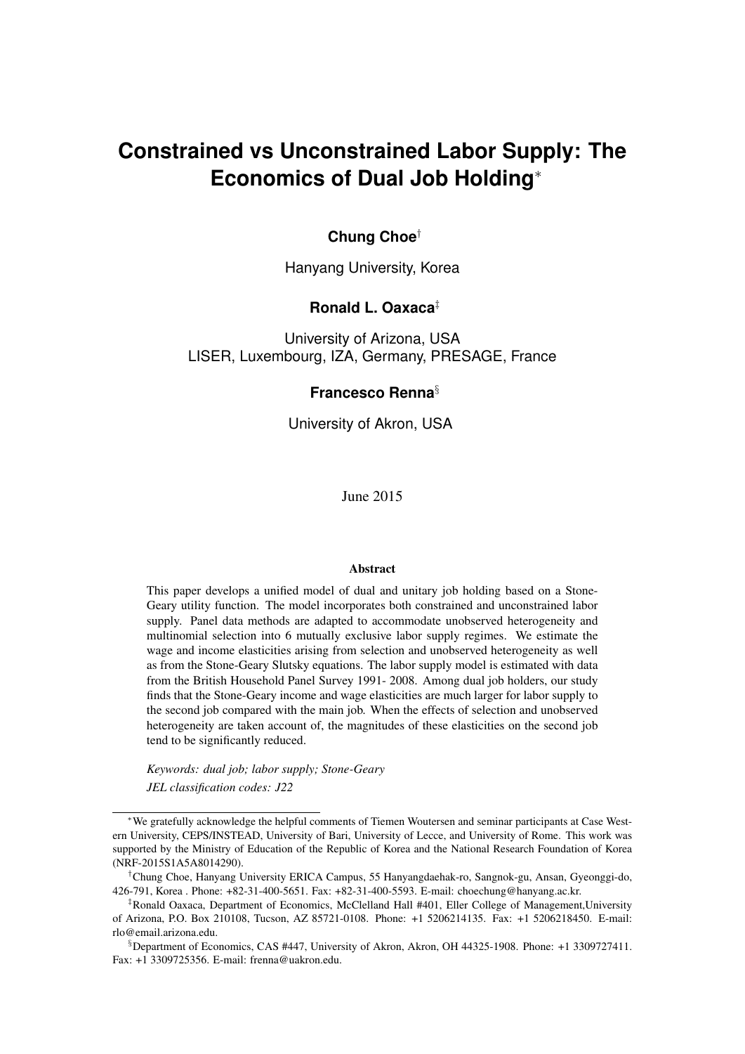# Constrained vs Unconstrained Labor Supply: The Economics of Dual Job Holding*

**Chung Choe**[†]

Hanyang University, Korea

**Ronald L. Oaxaca**[‡]

University of Arizona, USA
LISER, Luxembourg, IZA, Germany, PRESAGE, France

**Francesco Renna**[§]

University of Akron, USA

June 2015

### Abstract

This paper develops a unified model of dual and unitary job holding based on a Stone-Geary utility function. The model incorporates both constrained and unconstrained labor supply. Panel data methods are adapted to accommodate unobserved heterogeneity and multinomial selection into 6 mutually exclusive labor supply regimes. We estimate the wage and income elasticities arising from selection and unobserved heterogeneity as well as from the Stone-Geary Slutsky equations. The labor supply model is estimated with data from the British Household Panel Survey 1991- 2008. Among dual job holders, our study finds that the Stone-Geary income and wage elasticities are much larger for labor supply to the second job compared with the main job. When the effects of selection and unobserved heterogeneity are taken account of, the magnitudes of these elasticities on the second job tend to be significantly reduced.

*Keywords: dual job; labor supply; Stone-Geary*

*JEL classification codes: J22*

---

*We gratefully acknowledge the helpful comments of Tiemen Woutersen and seminar participants at Case Western University, CEPS/INSTEAD, University of Bari, University of Lecce, and University of Rome. This work was supported by the Ministry of Education of the Republic of Korea and the National Research Foundation of Korea (NRF-2015S1A5A8014290).

[†]Chung Choe, Hanyang University ERICA Campus, 55 Hanyangdaehak-ro, Sangnok-gu, Ansan, Gyeonggi-do, 426-791, Korea . Phone: +82-31-400-5651. Fax: +82-31-400-5593. E-mail: choechung@hanyang.ac.kr.

[‡]Ronald Oaxaca, Department of Economics, McClelland Hall #401, Eller College of Management,University of Arizona, P.O. Box 210108, Tucson, AZ 85721-0108. Phone: +1 5206214135. Fax: +1 5206218450. E-mail: rlo@email.arizona.edu.

[§]Department of Economics, CAS #447, University of Akron, Akron, OH 44325-1908. Phone: +1 3309727411. Fax: +1 3309725356. E-mail: frenna@uakron.edu.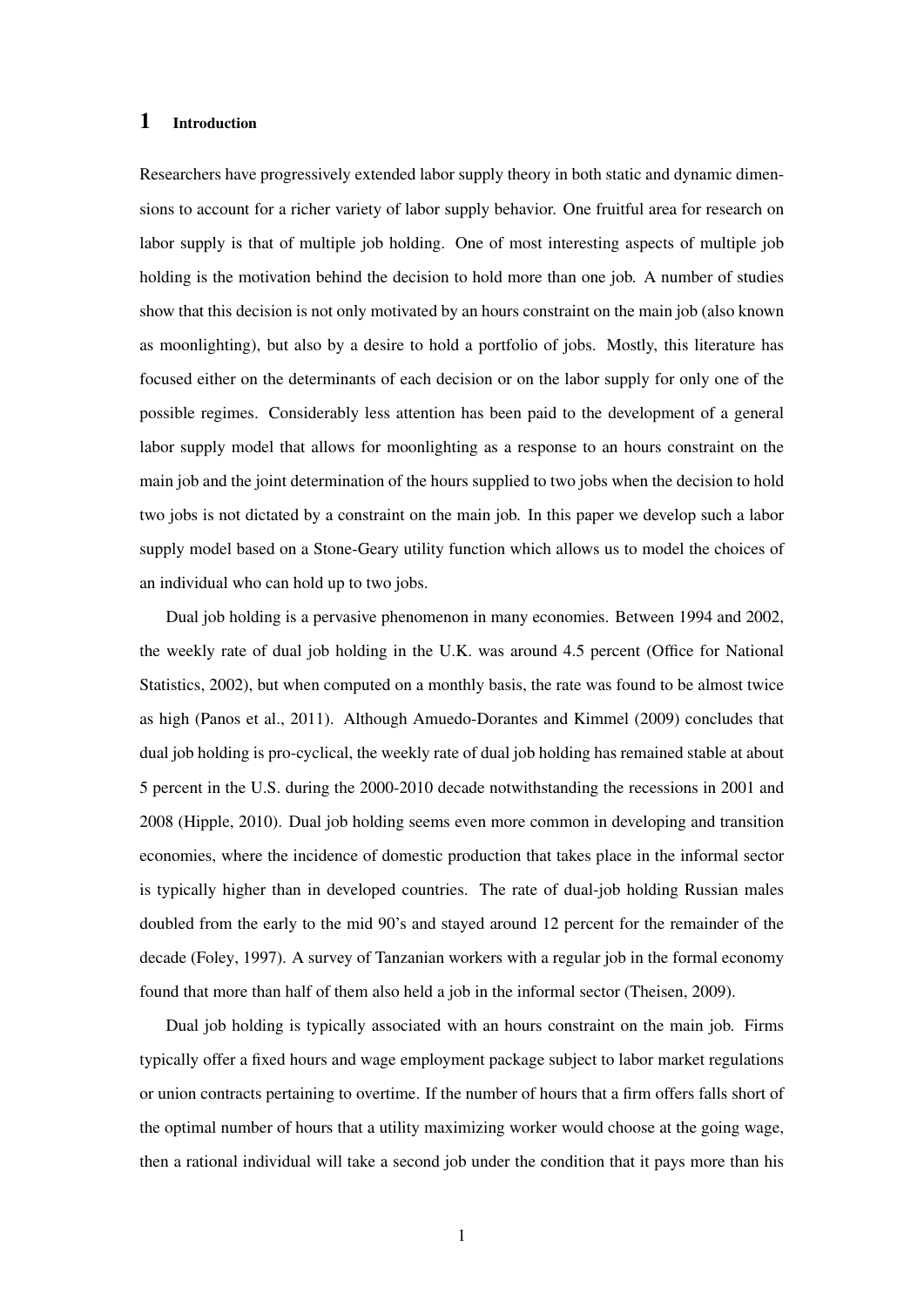# 1 Introduction

Researchers have progressively extended labor supply theory in both static and dynamic dimensions to account for a richer variety of labor supply behavior. One fruitful area for research on labor supply is that of multiple job holding. One of most interesting aspects of multiple job holding is the motivation behind the decision to hold more than one job. A number of studies show that this decision is not only motivated by an hours constraint on the main job (also known as moonlighting), but also by a desire to hold a portfolio of jobs. Mostly, this literature has focused either on the determinants of each decision or on the labor supply for only one of the possible regimes. Considerably less attention has been paid to the development of a general labor supply model that allows for moonlighting as a response to an hours constraint on the main job and the joint determination of the hours supplied to two jobs when the decision to hold two jobs is not dictated by a constraint on the main job. In this paper we develop such a labor supply model based on a Stone-Geary utility function which allows us to model the choices of an individual who can hold up to two jobs.

Dual job holding is a pervasive phenomenon in many economies. Between 1994 and 2002, the weekly rate of dual job holding in the U.K. was around 4.5 percent (Office for National Statistics, 2002), but when computed on a monthly basis, the rate was found to be almost twice as high (Panos et al., 2011). Although Amuedo-Dorantes and Kimmel (2009) concludes that dual job holding is pro-cyclical, the weekly rate of dual job holding has remained stable at about 5 percent in the U.S. during the 2000-2010 decade notwithstanding the recessions in 2001 and 2008 (Hipple, 2010). Dual job holding seems even more common in developing and transition economies, where the incidence of domestic production that takes place in the informal sector is typically higher than in developed countries. The rate of dual-job holding Russian males doubled from the early to the mid 90's and stayed around 12 percent for the remainder of the decade (Foley, 1997). A survey of Tanzanian workers with a regular job in the formal economy found that more than half of them also held a job in the informal sector (Theisen, 2009).

Dual job holding is typically associated with an hours constraint on the main job. Firms typically offer a fixed hours and wage employment package subject to labor market regulations or union contracts pertaining to overtime. If the number of hours that a firm offers falls short of the optimal number of hours that a utility maximizing worker would choose at the going wage, then a rational individual will take a second job under the condition that it pays more than his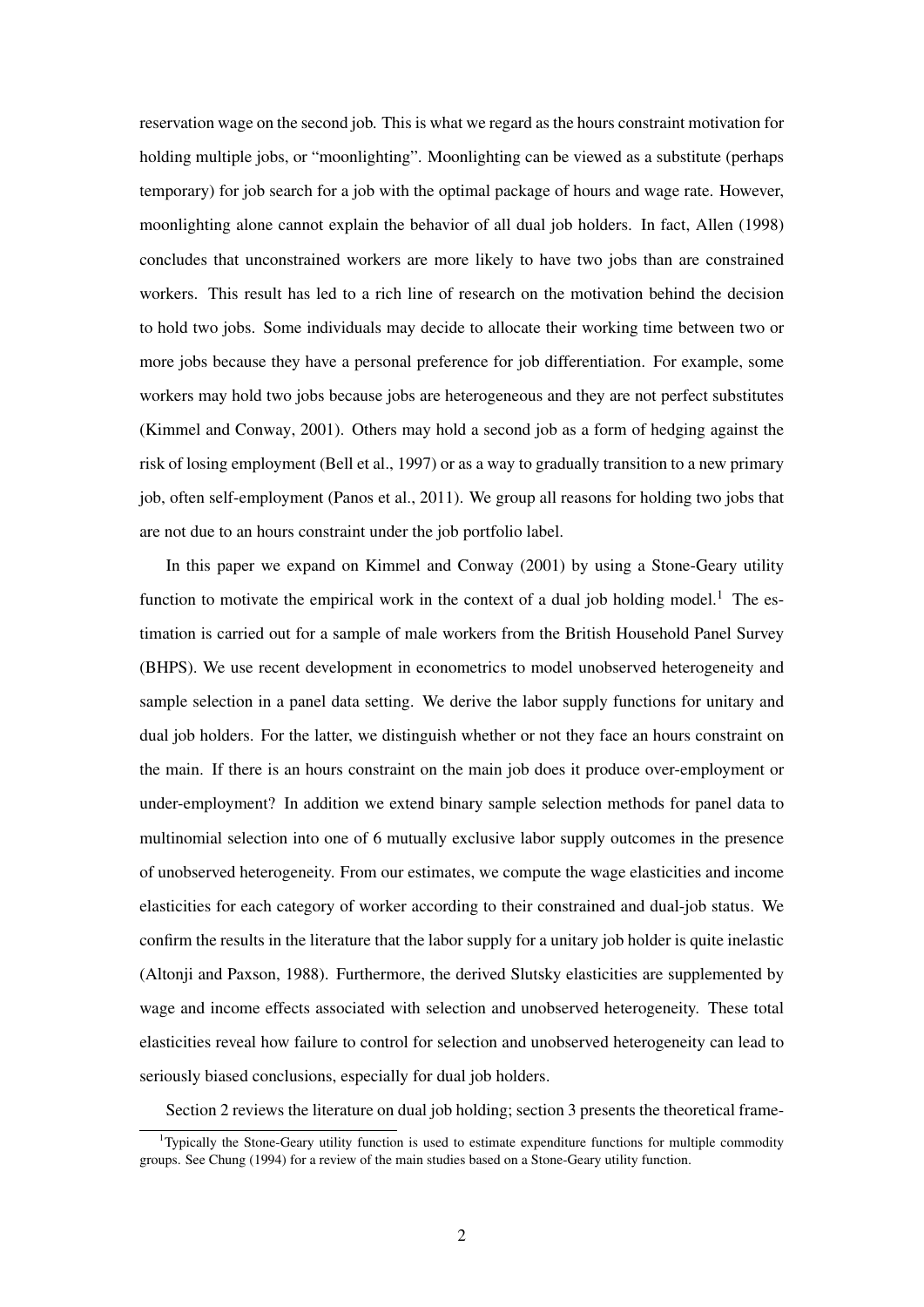reservation wage on the second job. This is what we regard as the hours constraint motivation for holding multiple jobs, or "moonlighting". Moonlighting can be viewed as a substitute (perhaps temporary) for job search for a job with the optimal package of hours and wage rate. However, moonlighting alone cannot explain the behavior of all dual job holders. In fact, Allen (1998) concludes that unconstrained workers are more likely to have two jobs than are constrained workers. This result has led to a rich line of research on the motivation behind the decision to hold two jobs. Some individuals may decide to allocate their working time between two or more jobs because they have a personal preference for job differentiation. For example, some workers may hold two jobs because jobs are heterogeneous and they are not perfect substitutes (Kimmel and Conway, 2001). Others may hold a second job as a form of hedging against the risk of losing employment (Bell et al., 1997) or as a way to gradually transition to a new primary job, often self-employment (Panos et al., 2011). We group all reasons for holding two jobs that are not due to an hours constraint under the job portfolio label.

In this paper we expand on Kimmel and Conway (2001) by using a Stone-Geary utility function to motivate the empirical work in the context of a dual job holding model.[1] The estimation is carried out for a sample of male workers from the British Household Panel Survey (BHPS). We use recent development in econometrics to model unobserved heterogeneity and sample selection in a panel data setting. We derive the labor supply functions for unitary and dual job holders. For the latter, we distinguish whether or not they face an hours constraint on the main. If there is an hours constraint on the main job does it produce over-employment or under-employment? In addition we extend binary sample selection methods for panel data to multinomial selection into one of 6 mutually exclusive labor supply outcomes in the presence of unobserved heterogeneity. From our estimates, we compute the wage elasticities and income elasticities for each category of worker according to their constrained and dual-job status. We confirm the results in the literature that the labor supply for a unitary job holder is quite inelastic (Altonji and Paxson, 1988). Furthermore, the derived Slutsky elasticities are supplemented by wage and income effects associated with selection and unobserved heterogeneity. These total elasticities reveal how failure to control for selection and unobserved heterogeneity can lead to seriously biased conclusions, especially for dual job holders.

Section 2 reviews the literature on dual job holding; section 3 presents the theoretical frame-

[1] Typically the Stone-Geary utility function is used to estimate expenditure functions for multiple commodity groups. See Chung (1994) for a review of the main studies based on a Stone-Geary utility function.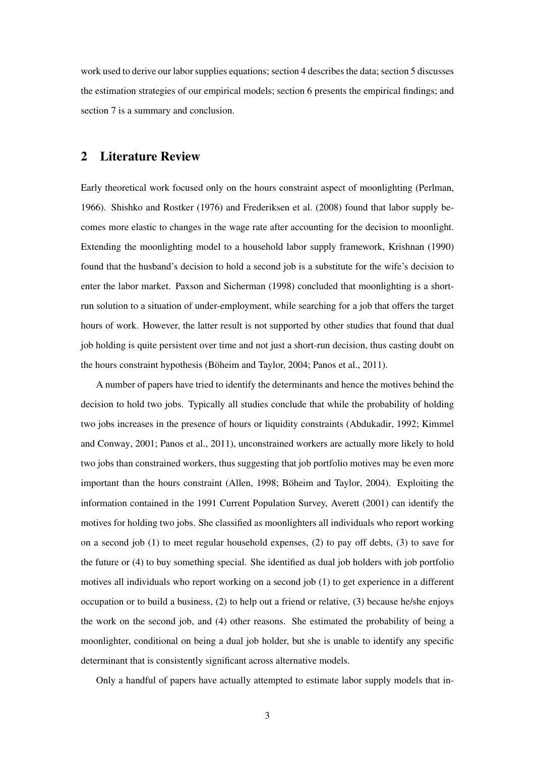work used to derive our labor supplies equations; section 4 describes the data; section 5 discusses the estimation strategies of our empirical models; section 6 presents the empirical findings; and section 7 is a summary and conclusion.

## 2 Literature Review

Early theoretical work focused only on the hours constraint aspect of moonlighting (Perlman, 1966). Shishko and Rostker (1976) and Frederiksen et al. (2008) found that labor supply becomes more elastic to changes in the wage rate after accounting for the decision to moonlight. Extending the moonlighting model to a household labor supply framework, Krishnan (1990) found that the husband's decision to hold a second job is a substitute for the wife's decision to enter the labor market. Paxson and Sicherman (1998) concluded that moonlighting is a short-run solution to a situation of under-employment, while searching for a job that offers the target hours of work. However, the latter result is not supported by other studies that found that dual job holding is quite persistent over time and not just a short-run decision, thus casting doubt on the hours constraint hypothesis (Böheim and Taylor, 2004; Panos et al., 2011).

A number of papers have tried to identify the determinants and hence the motives behind the decision to hold two jobs. Typically all studies conclude that while the probability of holding two jobs increases in the presence of hours or liquidity constraints (Abdukadir, 1992; Kimmel and Conway, 2001; Panos et al., 2011), unconstrained workers are actually more likely to hold two jobs than constrained workers, thus suggesting that job portfolio motives may be even more important than the hours constraint (Allen, 1998; Böheim and Taylor, 2004). Exploiting the information contained in the 1991 Current Population Survey, Averett (2001) can identify the motives for holding two jobs. She classified as moonlighters all individuals who report working on a second job (1) to meet regular household expenses, (2) to pay off debts, (3) to save for the future or (4) to buy something special. She identified as dual job holders with job portfolio motives all individuals who report working on a second job (1) to get experience in a different occupation or to build a business, (2) to help out a friend or relative, (3) because he/she enjoys the work on the second job, and (4) other reasons. She estimated the probability of being a moonlighter, conditional on being a dual job holder, but she is unable to identify any specific determinant that is consistently significant across alternative models.

Only a handful of papers have actually attempted to estimate labor supply models that in-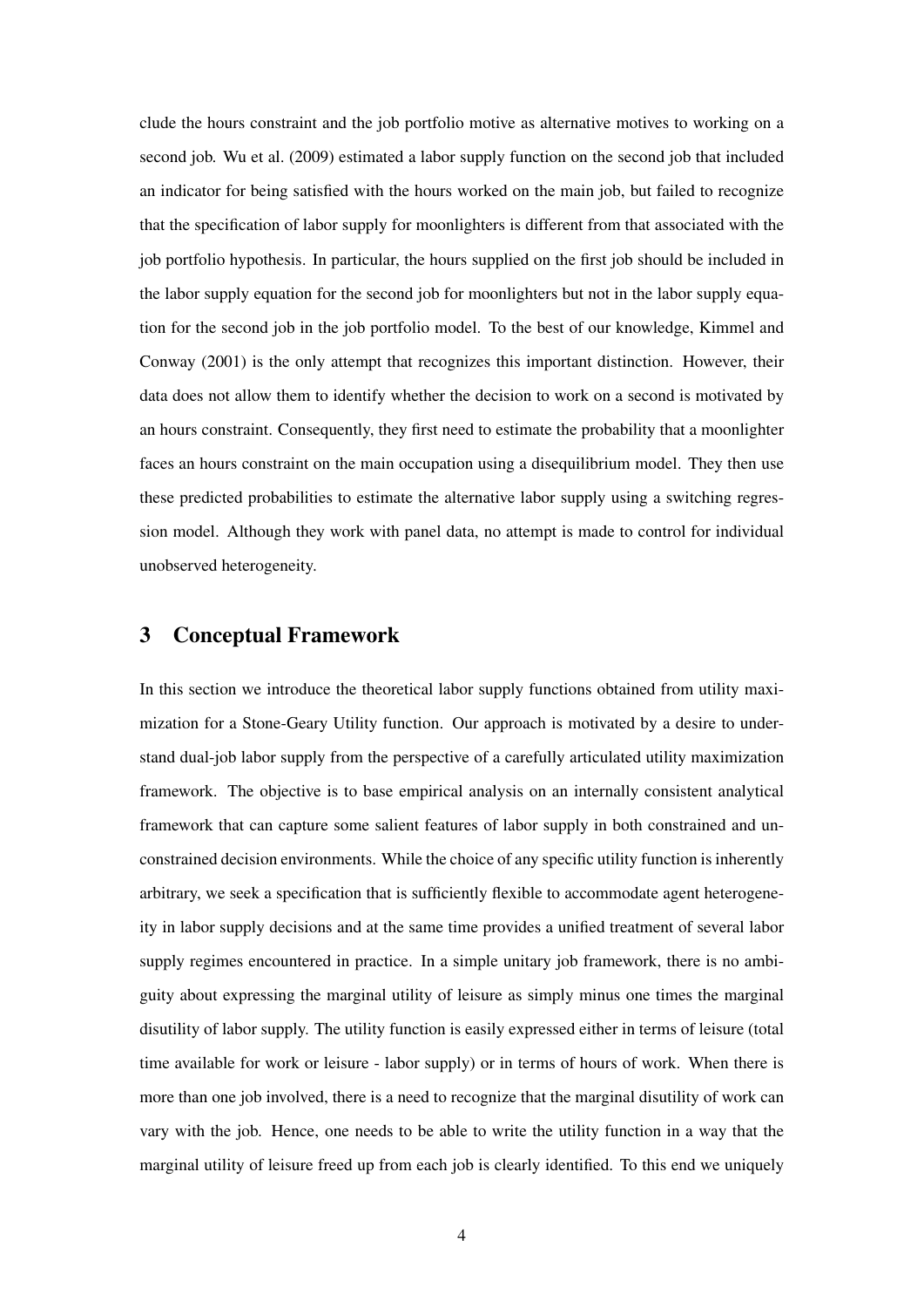clude the hours constraint and the job portfolio motive as alternative motives to working on a second job. Wu et al. (2009) estimated a labor supply function on the second job that included an indicator for being satisfied with the hours worked on the main job, but failed to recognize that the specification of labor supply for moonlighters is different from that associated with the job portfolio hypothesis. In particular, the hours supplied on the first job should be included in the labor supply equation for the second job for moonlighters but not in the labor supply equation for the second job in the job portfolio model. To the best of our knowledge, Kimmel and Conway (2001) is the only attempt that recognizes this important distinction. However, their data does not allow them to identify whether the decision to work on a second is motivated by an hours constraint. Consequently, they first need to estimate the probability that a moonlighter faces an hours constraint on the main occupation using a disequilibrium model. They then use these predicted probabilities to estimate the alternative labor supply using a switching regression model. Although they work with panel data, no attempt is made to control for individual unobserved heterogeneity.

# 3 Conceptual Framework

In this section we introduce the theoretical labor supply functions obtained from utility maximization for a Stone-Geary Utility function. Our approach is motivated by a desire to understand dual-job labor supply from the perspective of a carefully articulated utility maximization framework. The objective is to base empirical analysis on an internally consistent analytical framework that can capture some salient features of labor supply in both constrained and unconstrained decision environments. While the choice of any specific utility function is inherently arbitrary, we seek a specification that is sufficiently flexible to accommodate agent heterogeneity in labor supply decisions and at the same time provides a unified treatment of several labor supply regimes encountered in practice. In a simple unitary job framework, there is no ambiguity about expressing the marginal utility of leisure as simply minus one times the marginal disutility of labor supply. The utility function is easily expressed either in terms of leisure (total time available for work or leisure - labor supply) or in terms of hours of work. When there is more than one job involved, there is a need to recognize that the marginal disutility of work can vary with the job. Hence, one needs to be able to write the utility function in a way that the marginal utility of leisure freed up from each job is clearly identified. To this end we uniquely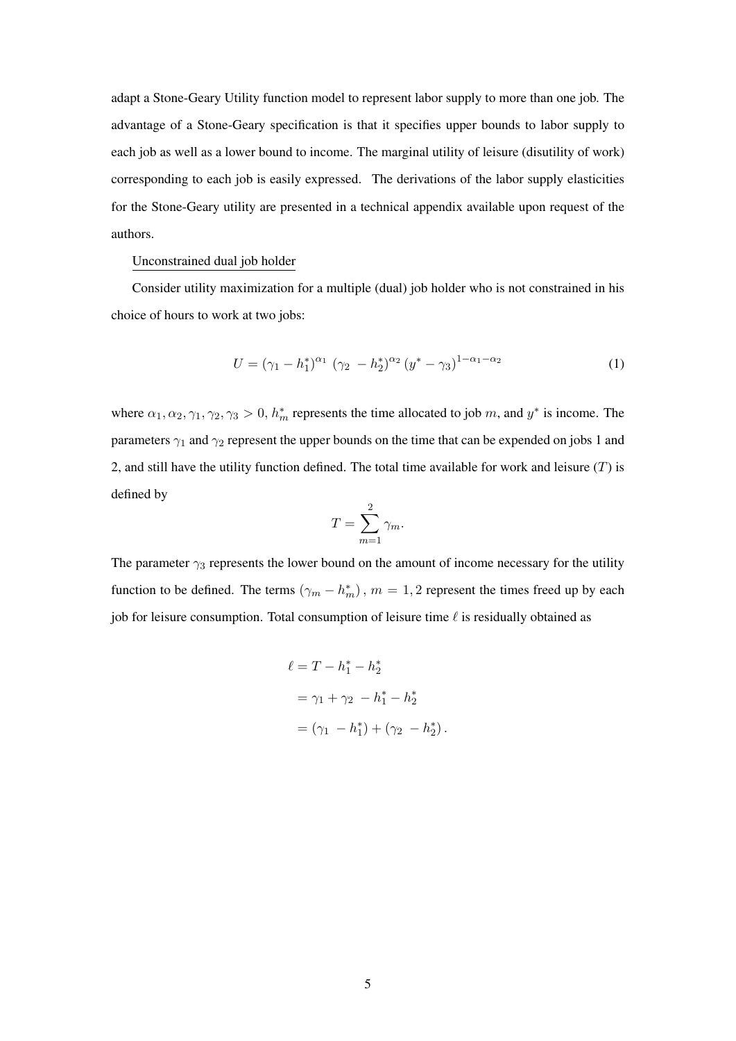adapt a Stone-Geary Utility function model to represent labor supply to more than one job. The advantage of a Stone-Geary specification is that it specifies upper bounds to labor supply to each job as well as a lower bound to income. The marginal utility of leisure (disutility of work) corresponding to each job is easily expressed. The derivations of the labor supply elasticities for the Stone-Geary utility are presented in a technical appendix available upon request of the authors.

Unconstrained dual job holder

Consider utility maximization for a multiple (dual) job holder who is not constrained in his choice of hours to work at two jobs:

$$U = (\gamma_1 - h_1^*)^{\alpha_1} \, (\gamma_2 - h_2^*)^{\alpha_2} \, (y^* - \gamma_3)^{1-\alpha_1-\alpha_2} \tag{1}$$

where $\alpha_1, \alpha_2, \gamma_1, \gamma_2, \gamma_3 > 0$, $h_m^*$ represents the time allocated to job $m$, and $y^*$ is income. The parameters $\gamma_1$ and $\gamma_2$ represent the upper bounds on the time that can be expended on jobs 1 and 2, and still have the utility function defined. The total time available for work and leisure ($T$) is defined by

$$T = \sum_{m=1}^{2} \gamma_m.$$

The parameter $\gamma_3$ represents the lower bound on the amount of income necessary for the utility function to be defined. The terms $(\gamma_m - h_m^*)$, $m = 1, 2$ represent the times freed up by each job for leisure consumption. Total consumption of leisure time $\ell$ is residually obtained as

$$\begin{aligned}
\ell &= T - h_1^* - h_2^* \\
&= \gamma_1 + \gamma_2 - h_1^* - h_2^* \\
&= (\gamma_1 - h_1^*) + (\gamma_2 - h_2^*) .
\end{aligned}$$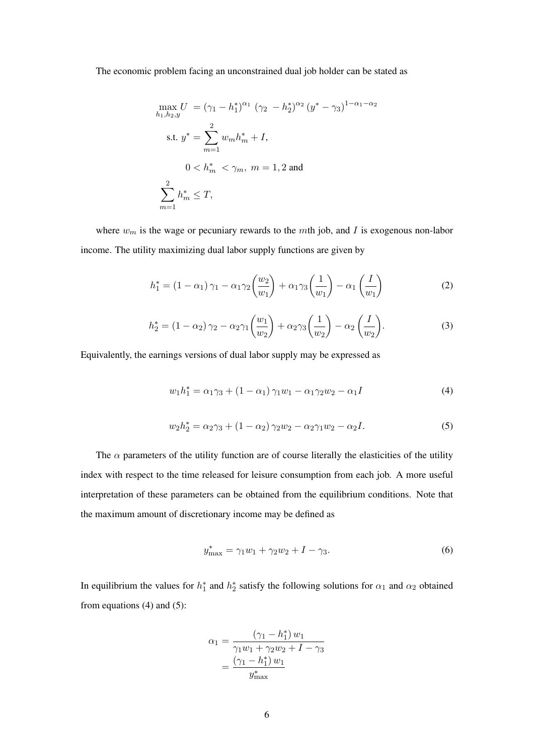The economic problem facing an unconstrained dual job holder can be stated as

$$
\begin{aligned}
\max_{h_1,h_2,y} U &= (\gamma_1 - h_1^*)^{\alpha_1} \, (\gamma_2 \, - h_2^*)^{\alpha_2} \, (y^* - \gamma_3)^{1-\alpha_1-\alpha_2} \\
\text{s.t. } y^* &= \sum_{m=1}^{2} w_m h_m^* + I, \\
0 < h_m^* &< \gamma_m, \; m = 1, 2 \text{ and} \\
\sum_{m=1}^{2} h_m^* &\leq T,
\end{aligned}
$$

where $w_m$ is the wage or pecuniary rewards to the $m$th job, and $I$ is exogenous non-labor income. The utility maximizing dual labor supply functions are given by

$$
h_1^* = (1-\alpha_1)\,\gamma_1 - \alpha_1\gamma_2\left(\frac{w_2}{w_1}\right) + \alpha_1\gamma_3\left(\frac{1}{w_1}\right) - \alpha_1\left(\frac{I}{w_1}\right) \tag{2}
$$

$$
h_2^* = (1-\alpha_2)\,\gamma_2 - \alpha_2\gamma_1\left(\frac{w_1}{w_2}\right) + \alpha_2\gamma_3\left(\frac{1}{w_2}\right) - \alpha_2\left(\frac{I}{w_2}\right). \tag{3}
$$

Equivalently, the earnings versions of dual labor supply may be expressed as

$$
w_1 h_1^* = \alpha_1\gamma_3 + (1-\alpha_1)\,\gamma_1 w_1 - \alpha_1\gamma_2 w_2 - \alpha_1 I \tag{4}
$$

$$
w_2 h_2^* = \alpha_2\gamma_3 + (1-\alpha_2)\,\gamma_2 w_2 - \alpha_2\gamma_1 w_2 - \alpha_2 I. \tag{5}
$$

The $\alpha$ parameters of the utility function are of course literally the elasticities of the utility index with respect to the time released for leisure consumption from each job. A more useful interpretation of these parameters can be obtained from the equilibrium conditions. Note that the maximum amount of discretionary income may be defined as

$$
y_{\max}^* = \gamma_1 w_1 + \gamma_2 w_2 + I - \gamma_3. \tag{6}
$$

In equilibrium the values for $h_1^*$ and $h_2^*$ satisfy the following solutions for $\alpha_1$ and $\alpha_2$ obtained from equations (4) and (5):

$$
\begin{aligned}
\alpha_1 &= \frac{(\gamma_1 - h_1^*)\,w_1}{\gamma_1 w_1 + \gamma_2 w_2 + I - \gamma_3} \\
&= \frac{(\gamma_1 - h_1^*)\,w_1}{y_{\max}^*}
\end{aligned}
$$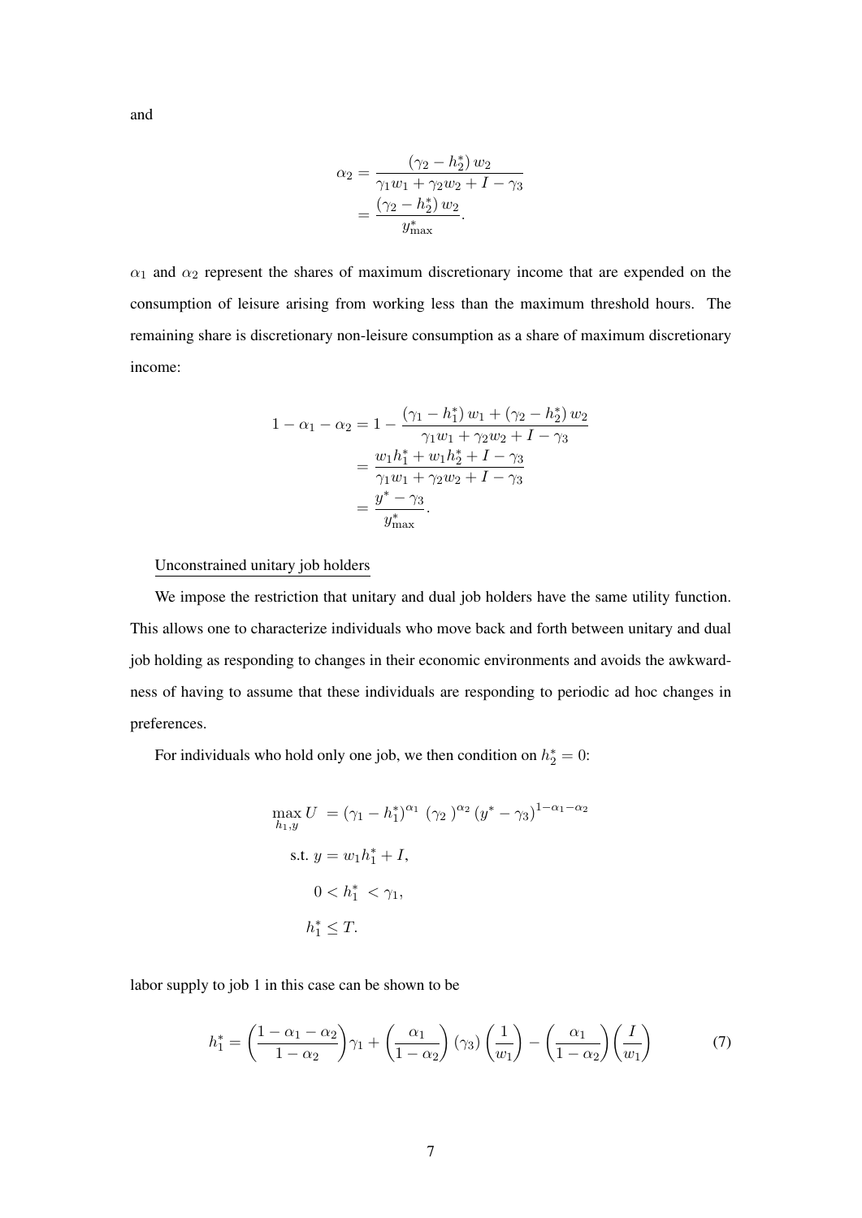and

$$
\begin{aligned}
\alpha_2 &= \frac{(\gamma_2 - h_2^*) \, w_2}{\gamma_1 w_1 + \gamma_2 w_2 + I - \gamma_3} \\
&= \frac{(\gamma_2 - h_2^*) \, w_2}{y^*_{\max}}.
\end{aligned}
$$

$\alpha_1$ and $\alpha_2$ represent the shares of maximum discretionary income that are expended on the consumption of leisure arising from working less than the maximum threshold hours. The remaining share is discretionary non-leisure consumption as a share of maximum discretionary income:

$$
\begin{aligned}
1 - \alpha_1 - \alpha_2 &= 1 - \frac{(\gamma_1 - h_1^*) \, w_1 + (\gamma_2 - h_2^*) \, w_2}{\gamma_1 w_1 + \gamma_2 w_2 + I - \gamma_3} \\
&= \frac{w_1 h_1^* + w_1 h_2^* + I - \gamma_3}{\gamma_1 w_1 + \gamma_2 w_2 + I - \gamma_3} \\
&= \frac{y^* - \gamma_3}{y^*_{\max}}.
\end{aligned}
$$

Unconstrained unitary job holders

We impose the restriction that unitary and dual job holders have the same utility function. This allows one to characterize individuals who move back and forth between unitary and dual job holding as responding to changes in their economic environments and avoids the awkwardness of having to assume that these individuals are responding to periodic ad hoc changes in preferences.

For individuals who hold only one job, we then condition on $h_2^* = 0$:

$$
\begin{aligned}
\max_{h_1, y} U \; &= (\gamma_1 - h_1^*)^{\alpha_1} \, (\gamma_2 \,)^{\alpha_2} \, (y^* - \gamma_3)^{1-\alpha_1-\alpha_2} \\
\text{s.t. } y &= w_1 h_1^* + I, \\
0 &< h_1^* \; < \gamma_1, \\
h_1^* &\leq T.
\end{aligned}
$$

labor supply to job 1 in this case can be shown to be

$$
h_1^* = \left( \frac{1 - \alpha_1 - \alpha_2}{1 - \alpha_2} \right) \gamma_1 + \left( \frac{\alpha_1}{1 - \alpha_2} \right) (\gamma_3) \left( \frac{1}{w_1} \right) - \left( \frac{\alpha_1}{1 - \alpha_2} \right) \left( \frac{I}{w_1} \right) \tag{7}
$$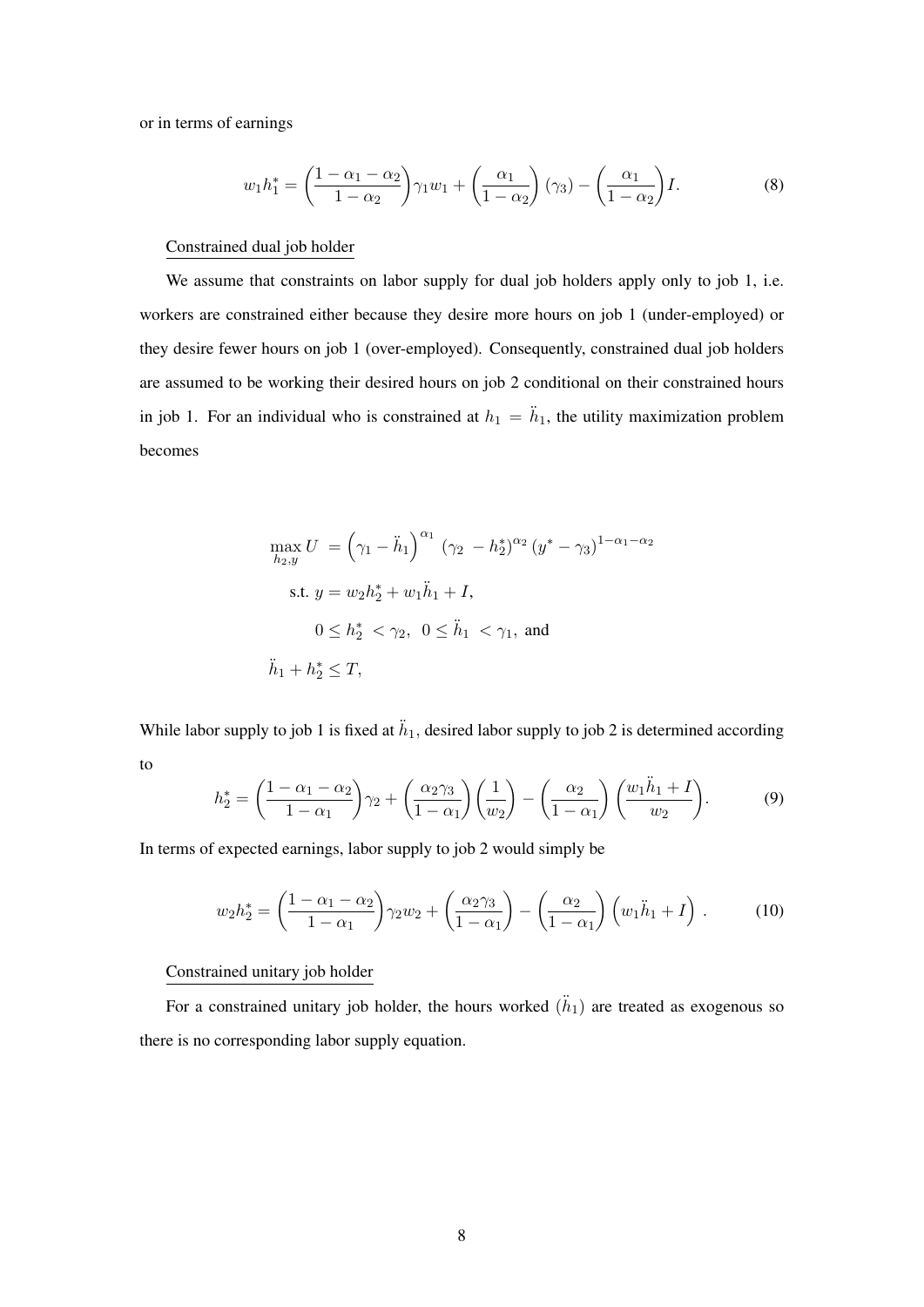or in terms of earnings

$$w_1 h_1^* = \left(\frac{1-\alpha_1-\alpha_2}{1-\alpha_2}\right)\gamma_1 w_1 + \left(\frac{\alpha_1}{1-\alpha_2}\right)(\gamma_3) - \left(\frac{\alpha_1}{1-\alpha_2}\right)I. \tag{8}$$

Constrained dual job holder

We assume that constraints on labor supply for dual job holders apply only to job 1, i.e. workers are constrained either because they desire more hours on job 1 (under-employed) or they desire fewer hours on job 1 (over-employed). Consequently, constrained dual job holders are assumed to be working their desired hours on job 2 conditional on their constrained hours in job 1. For an individual who is constrained at $h_1 = \ddot{h}_1$, the utility maximization problem becomes

$$\begin{aligned}
\max_{h_2, y} U \; &= \left(\gamma_1 - \ddot{h}_1\right)^{\alpha_1} \left(\gamma_2 - h_2^*\right)^{\alpha_2} \left(y^* - \gamma_3\right)^{1-\alpha_1-\alpha_2} \\
\text{s.t. } y &= w_2 h_2^* + w_1 \ddot{h}_1 + I, \\
0 &\leq h_2^* < \gamma_2, \;\; 0 \leq \ddot{h}_1 < \gamma_1, \text{ and} \\
\ddot{h}_1 &+ h_2^* \leq T,
\end{aligned}$$

While labor supply to job 1 is fixed at $\ddot{h}_1$, desired labor supply to job 2 is determined according to

$$h_2^* = \left(\frac{1-\alpha_1-\alpha_2}{1-\alpha_1}\right)\gamma_2 + \left(\frac{\alpha_2\gamma_3}{1-\alpha_1}\right)\left(\frac{1}{w_2}\right) - \left(\frac{\alpha_2}{1-\alpha_1}\right)\left(\frac{w_1\ddot{h}_1 + I}{w_2}\right). \tag{9}$$

In terms of expected earnings, labor supply to job 2 would simply be

$$w_2 h_2^* = \left(\frac{1-\alpha_1-\alpha_2}{1-\alpha_1}\right)\gamma_2 w_2 + \left(\frac{\alpha_2\gamma_3}{1-\alpha_1}\right) - \left(\frac{\alpha_2}{1-\alpha_1}\right)\left(w_1\ddot{h}_1 + I\right). \tag{10}$$

Constrained unitary job holder

For a constrained unitary job holder, the hours worked ($\ddot{h}_1$) are treated as exogenous so there is no corresponding labor supply equation.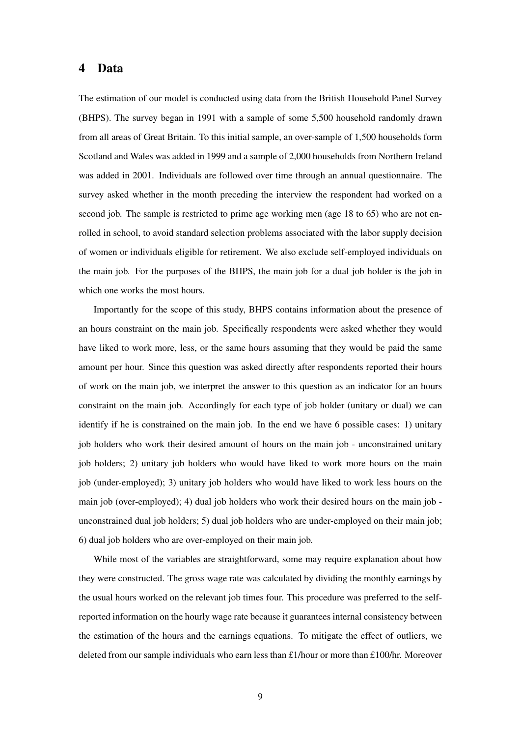# 4 Data

The estimation of our model is conducted using data from the British Household Panel Survey (BHPS). The survey began in 1991 with a sample of some 5,500 household randomly drawn from all areas of Great Britain. To this initial sample, an over-sample of 1,500 households form Scotland and Wales was added in 1999 and a sample of 2,000 households from Northern Ireland was added in 2001. Individuals are followed over time through an annual questionnaire. The survey asked whether in the month preceding the interview the respondent had worked on a second job. The sample is restricted to prime age working men (age 18 to 65) who are not enrolled in school, to avoid standard selection problems associated with the labor supply decision of women or individuals eligible for retirement. We also exclude self-employed individuals on the main job. For the purposes of the BHPS, the main job for a dual job holder is the job in which one works the most hours.

Importantly for the scope of this study, BHPS contains information about the presence of an hours constraint on the main job. Specifically respondents were asked whether they would have liked to work more, less, or the same hours assuming that they would be paid the same amount per hour. Since this question was asked directly after respondents reported their hours of work on the main job, we interpret the answer to this question as an indicator for an hours constraint on the main job. Accordingly for each type of job holder (unitary or dual) we can identify if he is constrained on the main job. In the end we have 6 possible cases: 1) unitary job holders who work their desired amount of hours on the main job - unconstrained unitary job holders; 2) unitary job holders who would have liked to work more hours on the main job (under-employed); 3) unitary job holders who would have liked to work less hours on the main job (over-employed); 4) dual job holders who work their desired hours on the main job - unconstrained dual job holders; 5) dual job holders who are under-employed on their main job; 6) dual job holders who are over-employed on their main job.

While most of the variables are straightforward, some may require explanation about how they were constructed. The gross wage rate was calculated by dividing the monthly earnings by the usual hours worked on the relevant job times four. This procedure was preferred to the self-reported information on the hourly wage rate because it guarantees internal consistency between the estimation of the hours and the earnings equations. To mitigate the effect of outliers, we deleted from our sample individuals who earn less than £1/hour or more than £100/hr. Moreover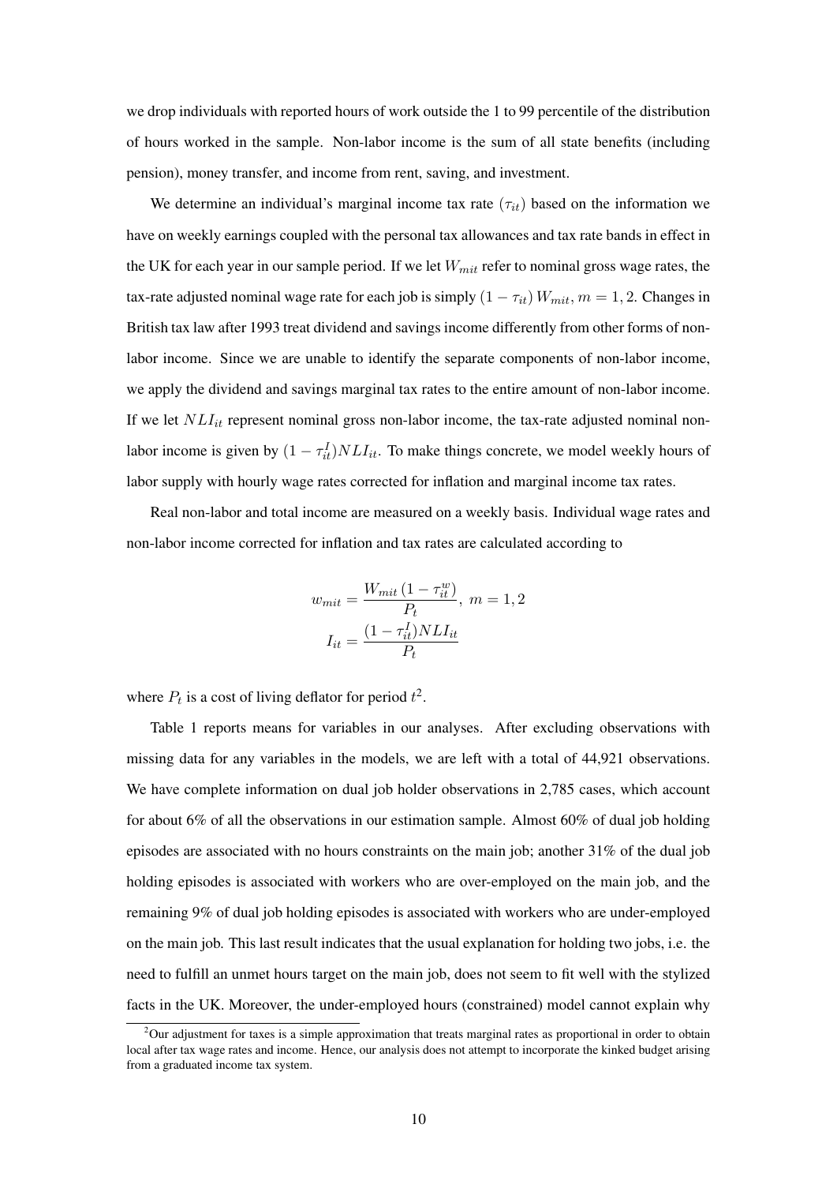we drop individuals with reported hours of work outside the 1 to 99 percentile of the distribution of hours worked in the sample. Non-labor income is the sum of all state benefits (including pension), money transfer, and income from rent, saving, and investment.

We determine an individual's marginal income tax rate ($\tau_{it}$) based on the information we have on weekly earnings coupled with the personal tax allowances and tax rate bands in effect in the UK for each year in our sample period. If we let $W_{mit}$ refer to nominal gross wage rates, the tax-rate adjusted nominal wage rate for each job is simply $(1 - \tau_{it}) W_{mit}$, $m = 1, 2$. Changes in British tax law after 1993 treat dividend and savings income differently from other forms of non-labor income. Since we are unable to identify the separate components of non-labor income, we apply the dividend and savings marginal tax rates to the entire amount of non-labor income. If we let $NLI_{it}$ represent nominal gross non-labor income, the tax-rate adjusted nominal non-labor income is given by $(1 - \tau_{it}^{I})NLI_{it}$. To make things concrete, we model weekly hours of labor supply with hourly wage rates corrected for inflation and marginal income tax rates.

Real non-labor and total income are measured on a weekly basis. Individual wage rates and non-labor income corrected for inflation and tax rates are calculated according to

$$w_{mit} = \frac{W_{mit}\left(1 - \tau_{it}^{w}\right)}{P_t},\ m = 1, 2$$

$$I_{it} = \frac{(1 - \tau_{it}^{I})NLI_{it}}{P_t}$$

where $P_t$ is a cost of living deflator for period $t$[2].

Table 1 reports means for variables in our analyses. After excluding observations with missing data for any variables in the models, we are left with a total of 44,921 observations. We have complete information on dual job holder observations in 2,785 cases, which account for about 6% of all the observations in our estimation sample. Almost 60% of dual job holding episodes are associated with no hours constraints on the main job; another 31% of the dual job holding episodes is associated with workers who are over-employed on the main job, and the remaining 9% of dual job holding episodes is associated with workers who are under-employed on the main job. This last result indicates that the usual explanation for holding two jobs, i.e. the need to fulfill an unmet hours target on the main job, does not seem to fit well with the stylized facts in the UK. Moreover, the under-employed hours (constrained) model cannot explain why

[2] Our adjustment for taxes is a simple approximation that treats marginal rates as proportional in order to obtain local after tax wage rates and income. Hence, our analysis does not attempt to incorporate the kinked budget arising from a graduated income tax system.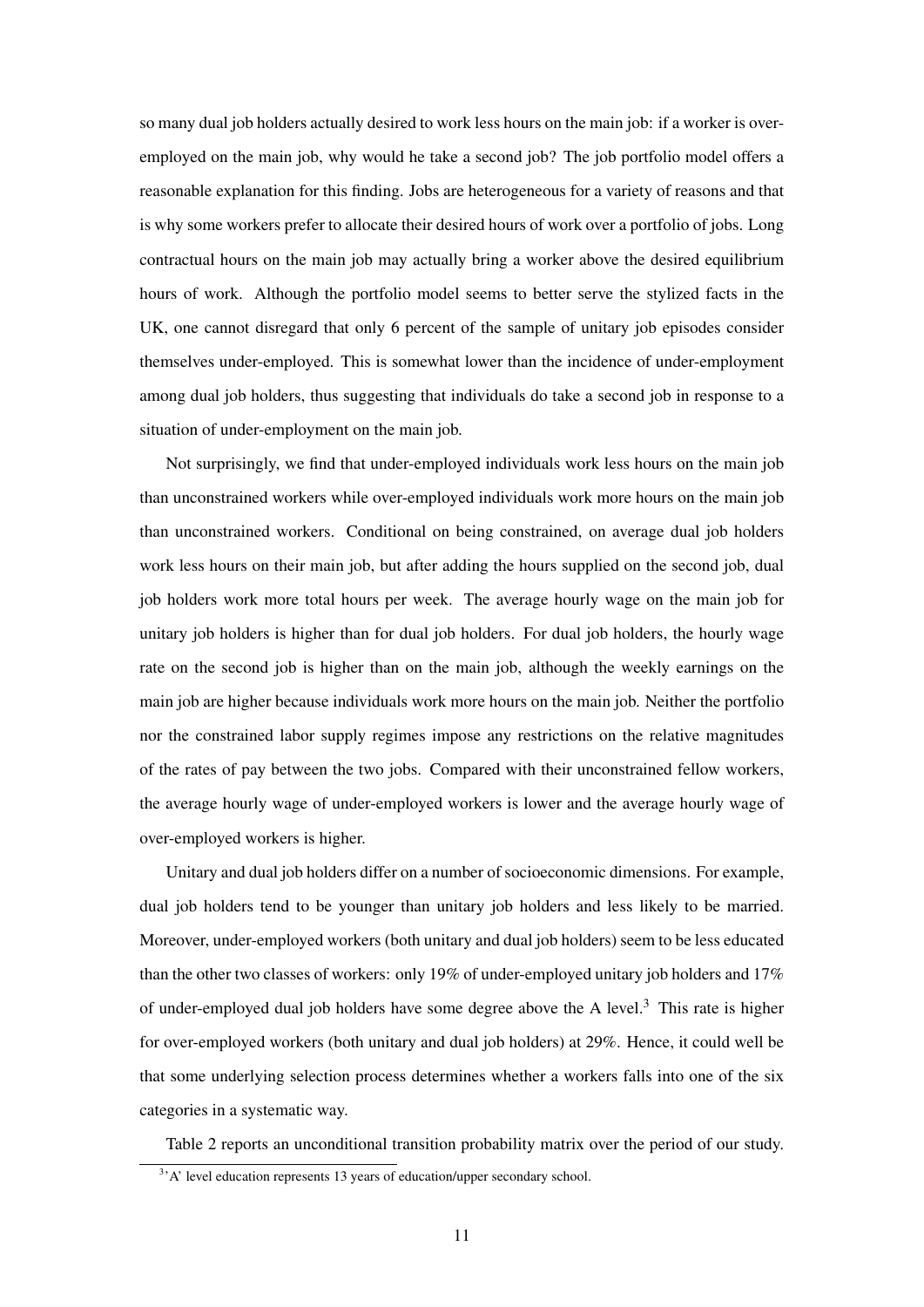so many dual job holders actually desired to work less hours on the main job: if a worker is over-employed on the main job, why would he take a second job? The job portfolio model offers a reasonable explanation for this finding. Jobs are heterogeneous for a variety of reasons and that is why some workers prefer to allocate their desired hours of work over a portfolio of jobs. Long contractual hours on the main job may actually bring a worker above the desired equilibrium hours of work. Although the portfolio model seems to better serve the stylized facts in the UK, one cannot disregard that only 6 percent of the sample of unitary job episodes consider themselves under-employed. This is somewhat lower than the incidence of under-employment among dual job holders, thus suggesting that individuals do take a second job in response to a situation of under-employment on the main job.

Not surprisingly, we find that under-employed individuals work less hours on the main job than unconstrained workers while over-employed individuals work more hours on the main job than unconstrained workers. Conditional on being constrained, on average dual job holders work less hours on their main job, but after adding the hours supplied on the second job, dual job holders work more total hours per week. The average hourly wage on the main job for unitary job holders is higher than for dual job holders. For dual job holders, the hourly wage rate on the second job is higher than on the main job, although the weekly earnings on the main job are higher because individuals work more hours on the main job. Neither the portfolio nor the constrained labor supply regimes impose any restrictions on the relative magnitudes of the rates of pay between the two jobs. Compared with their unconstrained fellow workers, the average hourly wage of under-employed workers is lower and the average hourly wage of over-employed workers is higher.

Unitary and dual job holders differ on a number of socioeconomic dimensions. For example, dual job holders tend to be younger than unitary job holders and less likely to be married. Moreover, under-employed workers (both unitary and dual job holders) seem to be less educated than the other two classes of workers: only 19% of under-employed unitary job holders and 17% of under-employed dual job holders have some degree above the A level.[3] This rate is higher for over-employed workers (both unitary and dual job holders) at 29%. Hence, it could well be that some underlying selection process determines whether a workers falls into one of the six categories in a systematic way.

Table 2 reports an unconditional transition probability matrix over the period of our study.

[3] 'A' level education represents 13 years of education/upper secondary school.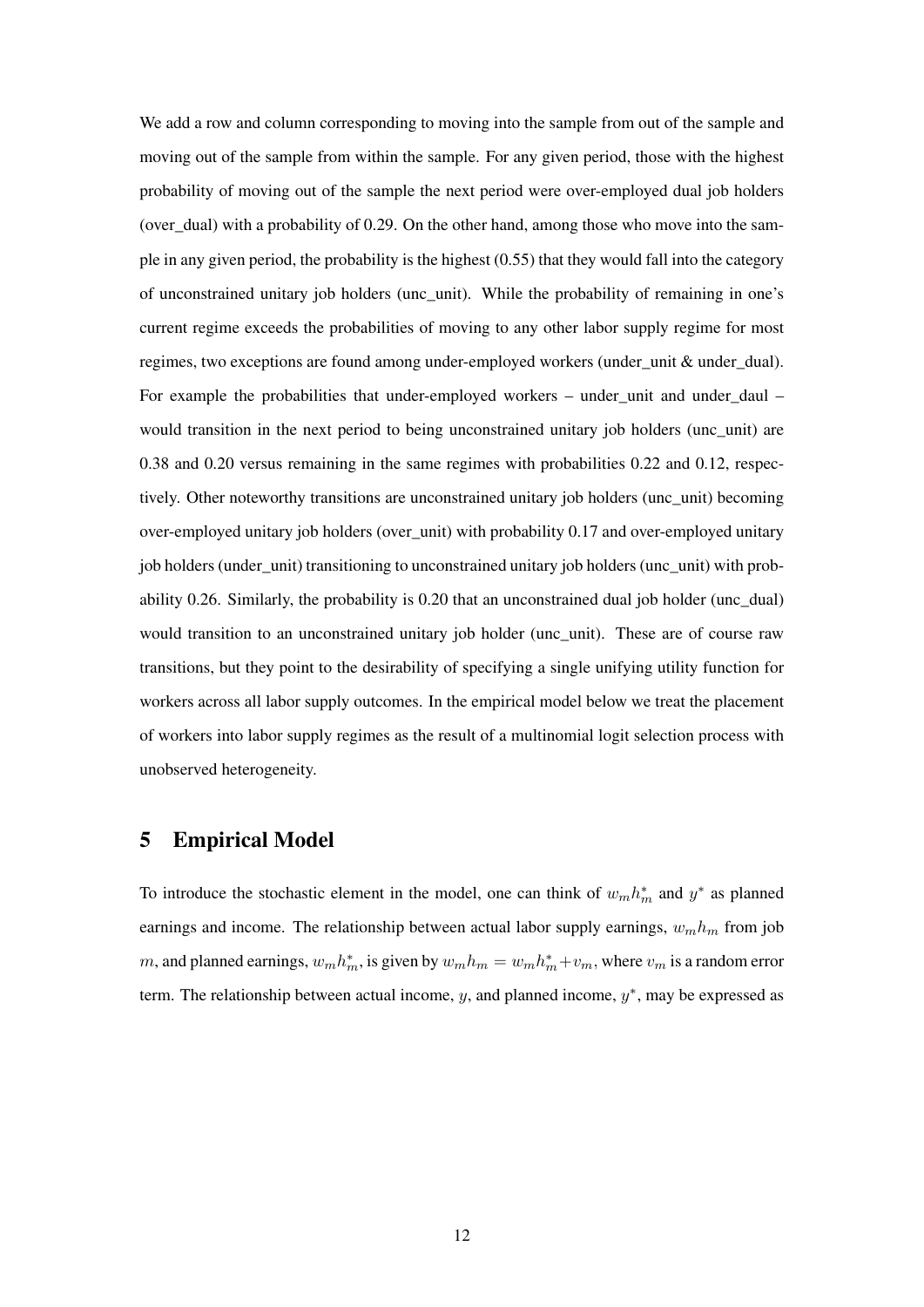We add a row and column corresponding to moving into the sample from out of the sample and moving out of the sample from within the sample. For any given period, those with the highest probability of moving out of the sample the next period were over-employed dual job holders (over_dual) with a probability of 0.29. On the other hand, among those who move into the sample in any given period, the probability is the highest (0.55) that they would fall into the category of unconstrained unitary job holders (unc_unit). While the probability of remaining in one's current regime exceeds the probabilities of moving to any other labor supply regime for most regimes, two exceptions are found among under-employed workers (under_unit & under_dual). For example the probabilities that under-employed workers – under_unit and under_daul – would transition in the next period to being unconstrained unitary job holders (unc_unit) are 0.38 and 0.20 versus remaining in the same regimes with probabilities 0.22 and 0.12, respectively. Other noteworthy transitions are unconstrained unitary job holders (unc_unit) becoming over-employed unitary job holders (over_unit) with probability 0.17 and over-employed unitary job holders (under_unit) transitioning to unconstrained unitary job holders (unc_unit) with probability 0.26. Similarly, the probability is 0.20 that an unconstrained dual job holder (unc_dual) would transition to an unconstrained unitary job holder (unc_unit). These are of course raw transitions, but they point to the desirability of specifying a single unifying utility function for workers across all labor supply outcomes. In the empirical model below we treat the placement of workers into labor supply regimes as the result of a multinomial logit selection process with unobserved heterogeneity.

# 5 Empirical Model

To introduce the stochastic element in the model, one can think of $w_m h_m^*$ and $y^*$ as planned earnings and income. The relationship between actual labor supply earnings, $w_m h_m$ from job $m$, and planned earnings, $w_m h_m^*$, is given by $w_m h_m = w_m h_m^* + v_m$, where $v_m$ is a random error term. The relationship between actual income, $y$, and planned income, $y^*$, may be expressed as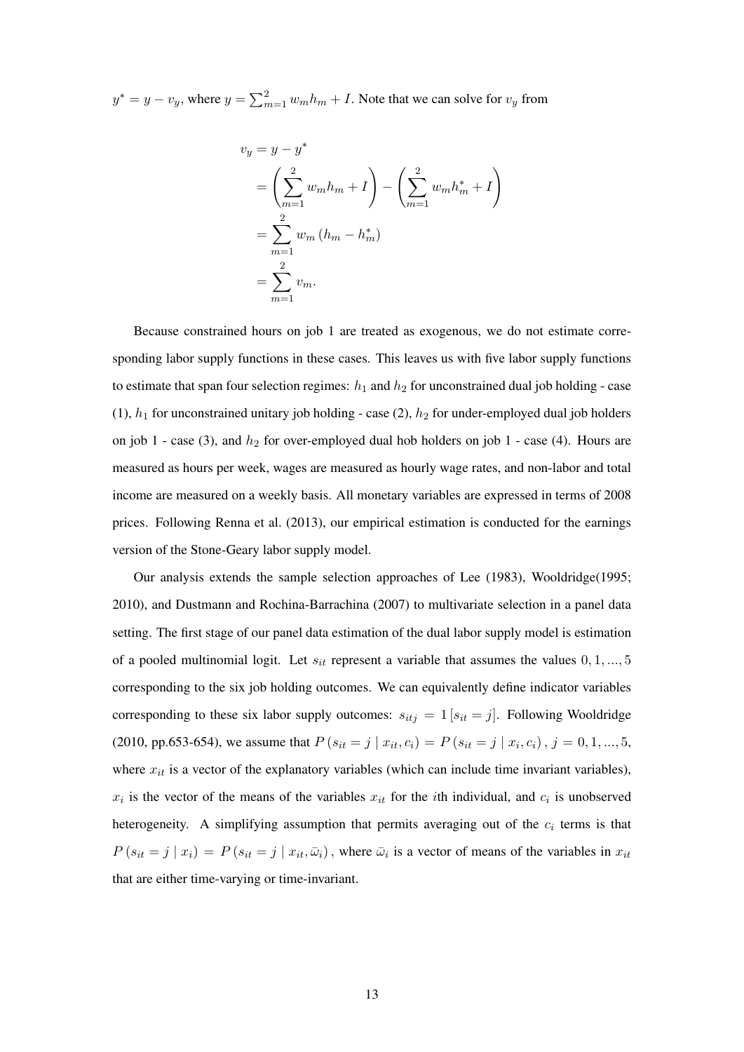$y^* = y - v_y$, where $y = \sum_{m=1}^{2} w_m h_m + I$. Note that we can solve for $v_y$ from

$$
\begin{aligned}
v_y &= y - y^* \\
&= \left( \sum_{m=1}^{2} w_m h_m + I \right) - \left( \sum_{m=1}^{2} w_m h_m^* + I \right) \\
&= \sum_{m=1}^{2} w_m \left( h_m - h_m^* \right) \\
&= \sum_{m=1}^{2} v_m.
\end{aligned}
$$

Because constrained hours on job 1 are treated as exogenous, we do not estimate corresponding labor supply functions in these cases. This leaves us with five labor supply functions to estimate that span four selection regimes: $h_1$ and $h_2$ for unconstrained dual job holding - case (1), $h_1$ for unconstrained unitary job holding - case (2), $h_2$ for under-employed dual job holders on job 1 - case (3), and $h_2$ for over-employed dual hob holders on job 1 - case (4). Hours are measured as hours per week, wages are measured as hourly wage rates, and non-labor and total income are measured on a weekly basis. All monetary variables are expressed in terms of 2008 prices. Following Renna et al. (2013), our empirical estimation is conducted for the earnings version of the Stone-Geary labor supply model.

Our analysis extends the sample selection approaches of Lee (1983), Wooldridge(1995; 2010), and Dustmann and Rochina-Barrachina (2007) to multivariate selection in a panel data setting. The first stage of our panel data estimation of the dual labor supply model is estimation of a pooled multinomial logit. Let $s_{it}$ represent a variable that assumes the values $0, 1, ..., 5$ corresponding to the six job holding outcomes. We can equivalently define indicator variables corresponding to these six labor supply outcomes: $s_{itj} = 1\left[s_{it} = j\right]$. Following Wooldridge (2010, pp.653-654), we assume that $P\left(s_{it} = j \mid x_{it}, c_i\right) = P\left(s_{it} = j \mid x_i, c_i\right), j = 0, 1, ..., 5,$ where $x_{it}$ is a vector of the explanatory variables (which can include time invariant variables), $x_i$ is the vector of the means of the variables $x_{it}$ for the $i$th individual, and $c_i$ is unobserved heterogeneity. A simplifying assumption that permits averaging out of the $c_i$ terms is that $P\left(s_{it} = j \mid x_i\right) = P\left(s_{it} = j \mid x_{it}, \bar{\omega}_i\right)$, where $\bar{\omega}_i$ is a vector of means of the variables in $x_{it}$ that are either time-varying or time-invariant.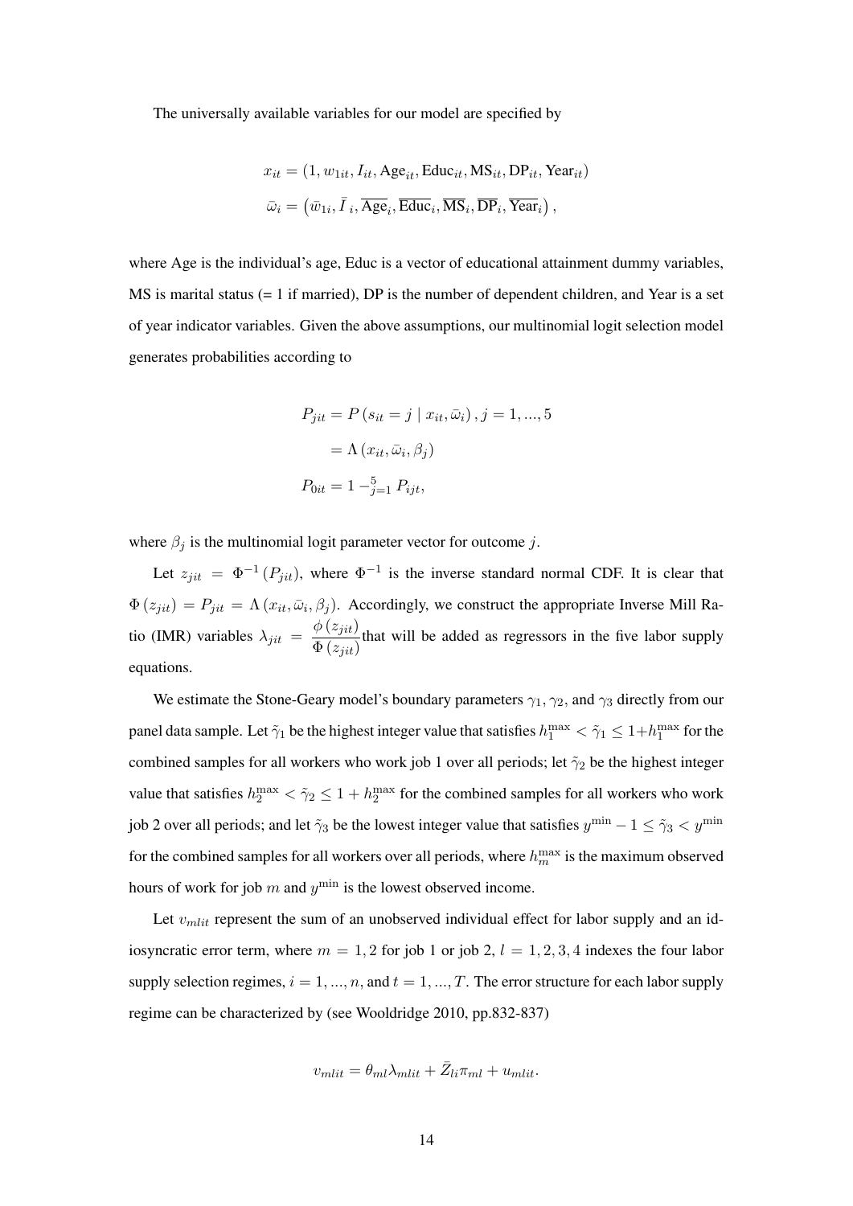The universally available variables for our model are specified by

$$x_{it} = (1, w_{1it}, I_{it}, \text{Age}_{it}, \text{Educ}_{it}, \text{MS}_{it}, \text{DP}_{it}, \text{Year}_{it})$$

$$\bar{\omega}_i = \left(\bar{w}_{1i}, \bar{I}_{\ i}, \overline{\text{Age}}_i, \overline{\text{Educ}}_i, \overline{\text{MS}}_i, \overline{\text{DP}}_i, \overline{\text{Year}}_i\right),$$

where Age is the individual's age, Educ is a vector of educational attainment dummy variables, MS is marital status (= 1 if married), DP is the number of dependent children, and Year is a set of year indicator variables. Given the above assumptions, our multinomial logit selection model generates probabilities according to

$$P_{jit} = P\left(s_{it} = j \mid x_{it}, \bar{\omega}_i\right), j = 1, ..., 5$$

$$= \Lambda\left(x_{it}, \bar{\omega}_i, \beta_j\right)$$

$$P_{0it} = 1 -_{j=1}^{5} P_{ijt},$$

where $\beta_j$ is the multinomial logit parameter vector for outcome $j$.

Let $z_{jit} = \Phi^{-1}\left(P_{jit}\right)$, where $\Phi^{-1}$ is the inverse standard normal CDF. It is clear that $\Phi\left(z_{jit}\right) = P_{jit} = \Lambda\left(x_{it}, \bar{\omega}_i, \beta_j\right)$. Accordingly, we construct the appropriate Inverse Mill Ratio (IMR) variables $\lambda_{jit} = \dfrac{\phi\left(z_{jit}\right)}{\Phi\left(z_{jit}\right)}$ that will be added as regressors in the five labor supply equations.

We estimate the Stone-Geary model's boundary parameters $\gamma_1$, $\gamma_2$, and $\gamma_3$ directly from our panel data sample. Let $\tilde{\gamma}_1$ be the highest integer value that satisfies $h_1^{\max} < \tilde{\gamma}_1 \leq 1 + h_1^{\max}$ for the combined samples for all workers who work job 1 over all periods; let $\tilde{\gamma}_2$ be the highest integer value that satisfies $h_2^{\max} < \tilde{\gamma}_2 \leq 1 + h_2^{\max}$ for the combined samples for all workers who work job 2 over all periods; and let $\tilde{\gamma}_3$ be the lowest integer value that satisfies $y^{\min} - 1 \leq \tilde{\gamma}_3 < y^{\min}$ for the combined samples for all workers over all periods, where $h_m^{\max}$ is the maximum observed hours of work for job $m$ and $y^{\min}$ is the lowest observed income.

Let $v_{mlit}$ represent the sum of an unobserved individual effect for labor supply and an idiosyncratic error term, where $m = 1, 2$ for job 1 or job 2, $l = 1, 2, 3, 4$ indexes the four labor supply selection regimes, $i = 1, ..., n$, and $t = 1, ..., T$. The error structure for each labor supply regime can be characterized by (see Wooldridge 2010, pp.832-837)

$$v_{mlit} = \theta_{ml}\lambda_{mlit} + \bar{Z}_{li}\pi_{ml} + u_{mlit}.$$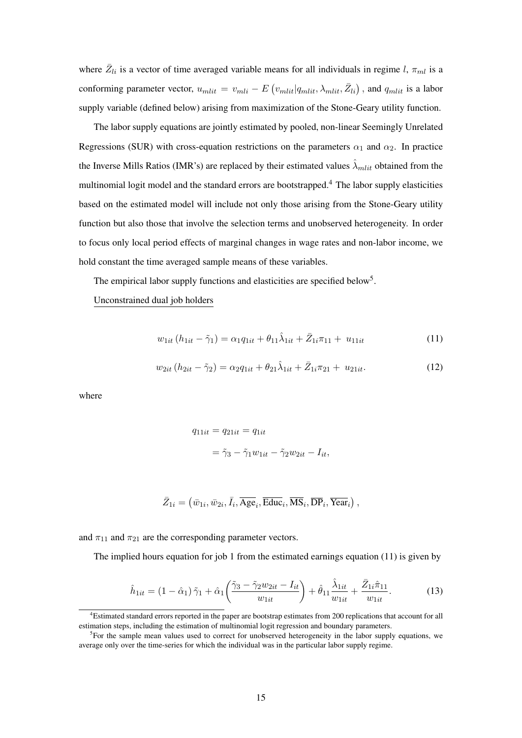where $\bar{Z}_{li}$ is a vector of time averaged variable means for all individuals in regime $l$, $\pi_{ml}$ is a conforming parameter vector, $u_{mlit} = v_{mli} - E\left(v_{mlit}|q_{mlit}, \lambda_{mlit}, \bar{Z}_{li}\right)$, and $q_{mlit}$ is a labor supply variable (defined below) arising from maximization of the Stone-Geary utility function.

The labor supply equations are jointly estimated by pooled, non-linear Seemingly Unrelated Regressions (SUR) with cross-equation restrictions on the parameters $\alpha_1$ and $\alpha_2$. In practice the Inverse Mills Ratios (IMR's) are replaced by their estimated values $\hat{\lambda}_{mlit}$ obtained from the multinomial logit model and the standard errors are bootstrapped.[4] The labor supply elasticities based on the estimated model will include not only those arising from the Stone-Geary utility function but also those that involve the selection terms and unobserved heterogeneity. In order to focus only local period effects of marginal changes in wage rates and non-labor income, we hold constant the time averaged sample means of these variables.

The empirical labor supply functions and elasticities are specified below[5].

<u>Unconstrained dual job holders</u>

$$w_{1it}\left(h_{1it} - \tilde{\gamma}_1\right) = \alpha_1 q_{1it} + \theta_{11}\hat{\lambda}_{1it} + \bar{Z}_{1i}\pi_{11} + u_{11it} \tag{11}$$

$$w_{2it}\left(h_{2it} - \tilde{\gamma}_2\right) = \alpha_2 q_{1it} + \theta_{21}\hat{\lambda}_{1it} + \bar{Z}_{1i}\pi_{21} + u_{21it}. \tag{12}$$

where

$$\begin{aligned} q_{11it} = q_{21it} &= q_{1it} \\ &= \tilde{\gamma}_3 - \tilde{\gamma}_1 w_{1it} - \tilde{\gamma}_2 w_{2it} - I_{it}, \end{aligned}$$

$$\bar{Z}_{1i} = \left(\bar{w}_{1i}, \bar{w}_{2i}, \bar{I}_i, \overline{\text{Age}}_i, \overline{\text{Educ}}_i, \overline{\text{MS}}_i, \overline{\text{DP}}_i, \overline{\text{Year}}_i\right),$$

and $\pi_{11}$ and $\pi_{21}$ are the corresponding parameter vectors.

The implied hours equation for job 1 from the estimated earnings equation (11) is given by

$$\hat{h}_{1it} = \left(1 - \hat{\alpha}_1\right)\tilde{\gamma}_1 + \hat{\alpha}_1\left(\frac{\tilde{\gamma}_3 - \tilde{\gamma}_2 w_{2it} - I_{it}}{w_{1it}}\right) + \hat{\theta}_{11}\frac{\hat{\lambda}_{1it}}{w_{1it}} + \frac{\bar{Z}_{1i}\hat{\pi}_{11}}{w_{1it}}. \tag{13}$$

---

[4] Estimated standard errors reported in the paper are bootstrap estimates from 200 replications that account for all estimation steps, including the estimation of multinomial logit regression and boundary parameters.

[5] For the sample mean values used to correct for unobserved heterogeneity in the labor supply equations, we average only over the time-series for which the individual was in the particular labor supply regime.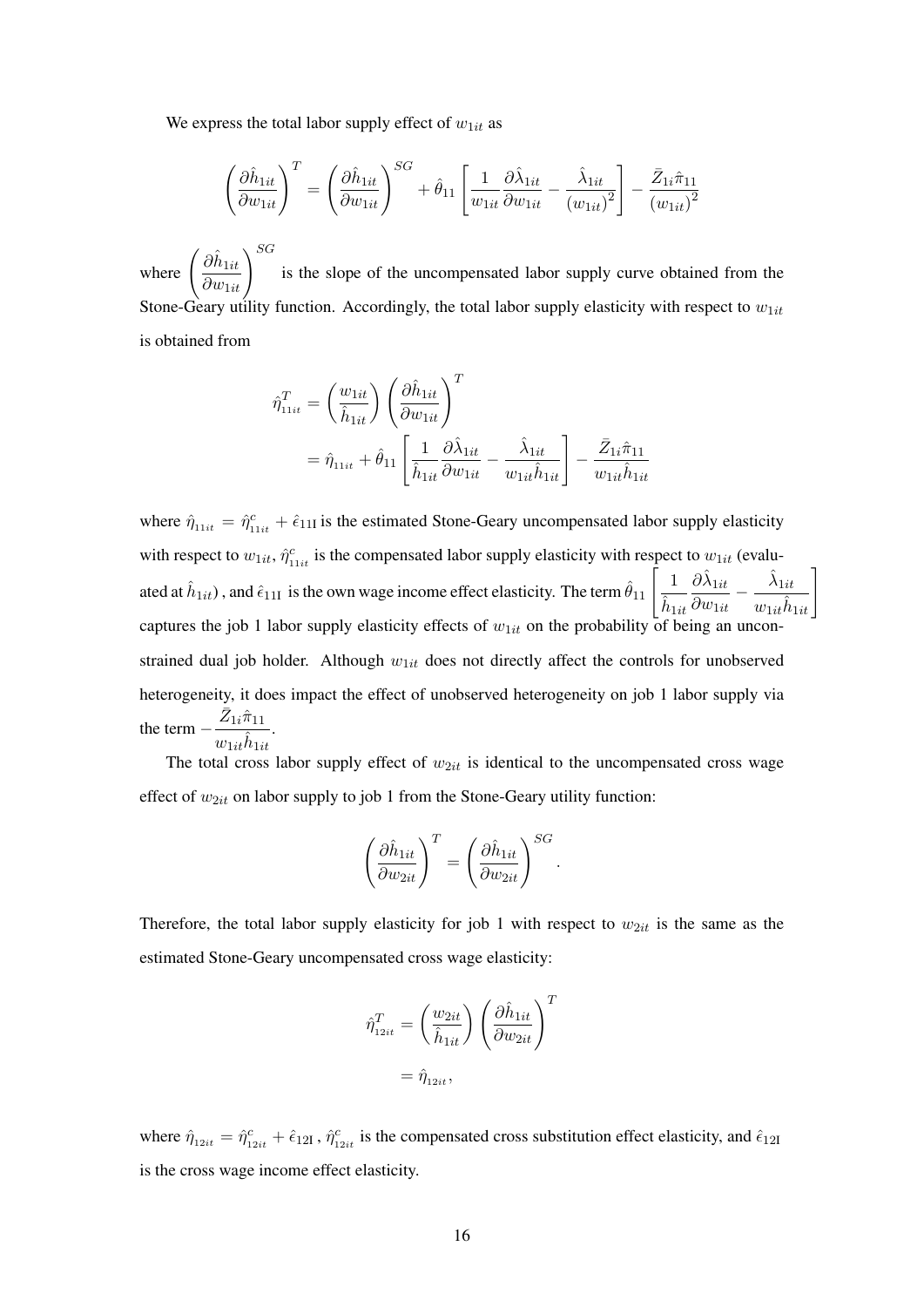We express the total labor supply effect of $w_{1it}$ as

$$\left(\frac{\partial \hat{h}_{1it}}{\partial w_{1it}}\right)^{T} = \left(\frac{\partial \hat{h}_{1it}}{\partial w_{1it}}\right)^{SG} + \hat{\theta}_{11}\left[\frac{1}{w_{1it}}\frac{\partial \hat{\lambda}_{1it}}{\partial w_{1it}} - \frac{\hat{\lambda}_{1it}}{(w_{1it})^{2}}\right] - \frac{\bar{Z}_{1i}\hat{\pi}_{11}}{(w_{1it})^{2}}$$

where $\left(\frac{\partial \hat{h}_{1it}}{\partial w_{1it}}\right)^{SG}$ is the slope of the uncompensated labor supply curve obtained from the Stone-Geary utility function. Accordingly, the total labor supply elasticity with respect to $w_{1it}$ is obtained from

$$\begin{aligned}
\hat{\eta}^{T}_{11it} &= \left(\frac{w_{1it}}{\hat{h}_{1it}}\right)\left(\frac{\partial \hat{h}_{1it}}{\partial w_{1it}}\right)^{T} \\
&= \hat{\eta}_{11it} + \hat{\theta}_{11}\left[\frac{1}{\hat{h}_{1it}}\frac{\partial \hat{\lambda}_{1it}}{\partial w_{1it}} - \frac{\hat{\lambda}_{1it}}{w_{1it}\hat{h}_{1it}}\right] - \frac{\bar{Z}_{1i}\hat{\pi}_{11}}{w_{1it}\hat{h}_{1it}}
\end{aligned}$$

where $\hat{\eta}_{11it} = \hat{\eta}^{c}_{11it} + \hat{\epsilon}_{11\mathrm{I}}$ is the estimated Stone-Geary uncompensated labor supply elasticity with respect to $w_{1it}$, $\hat{\eta}^{c}_{11it}$ is the compensated labor supply elasticity with respect to $w_{1it}$ (evaluated at $\hat{h}_{1it}$), and $\hat{\epsilon}_{11\mathrm{I}}$ is the own wage income effect elasticity. The term $\hat{\theta}_{11}\left[\frac{1}{\hat{h}_{1it}}\frac{\partial \hat{\lambda}_{1it}}{\partial w_{1it}} - \frac{\hat{\lambda}_{1it}}{w_{1it}\hat{h}_{1it}}\right]$ captures the job 1 labor supply elasticity effects of $w_{1it}$ on the probability of being an unconstrained dual job holder. Although $w_{1it}$ does not directly affect the controls for unobserved heterogeneity, it does impact the effect of unobserved heterogeneity on job 1 labor supply via the term $-\frac{\bar{Z}_{1i}\hat{\pi}_{11}}{w_{1it}\hat{h}_{1it}}$.

The total cross labor supply effect of $w_{2it}$ is identical to the uncompensated cross wage effect of $w_{2it}$ on labor supply to job 1 from the Stone-Geary utility function:

$$\left(\frac{\partial \hat{h}_{1it}}{\partial w_{2it}}\right)^{T} = \left(\frac{\partial \hat{h}_{1it}}{\partial w_{2it}}\right)^{SG}.$$

Therefore, the total labor supply elasticity for job 1 with respect to $w_{2it}$ is the same as the estimated Stone-Geary uncompensated cross wage elasticity:

$$\begin{aligned}
\hat{\eta}^{T}_{12it} &= \left(\frac{w_{2it}}{\hat{h}_{1it}}\right)\left(\frac{\partial \hat{h}_{1it}}{\partial w_{2it}}\right)^{T} \\
&= \hat{\eta}_{12it},
\end{aligned}$$

where $\hat{\eta}_{12it} = \hat{\eta}^{c}_{12it} + \hat{\epsilon}_{12\mathrm{I}}$, $\hat{\eta}^{c}_{12it}$ is the compensated cross substitution effect elasticity, and $\hat{\epsilon}_{12\mathrm{I}}$ is the cross wage income effect elasticity.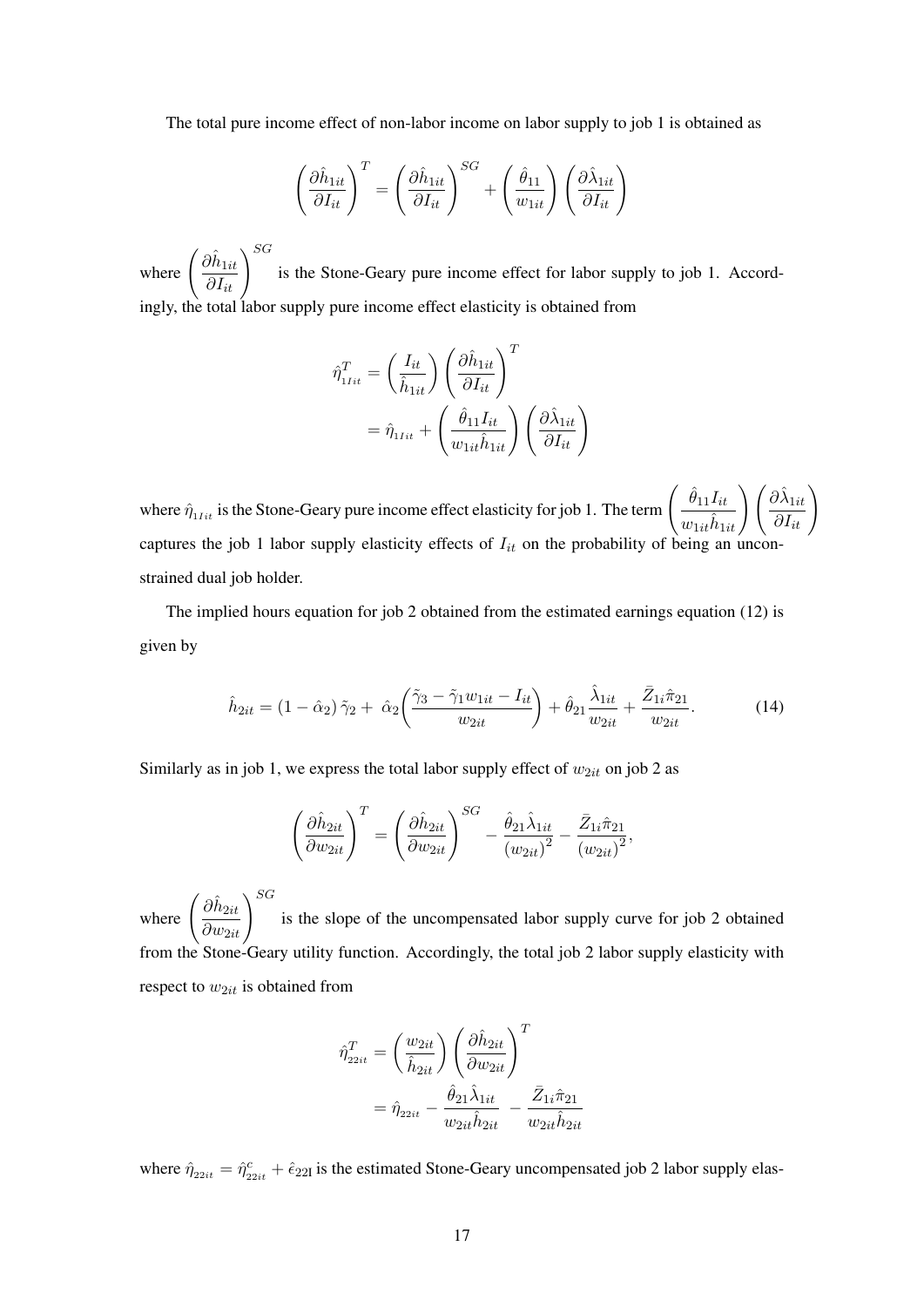The total pure income effect of non-labor income on labor supply to job 1 is obtained as

$$\left(\frac{\partial \hat{h}_{1it}}{\partial I_{it}}\right)^T = \left(\frac{\partial \hat{h}_{1it}}{\partial I_{it}}\right)^{SG} + \left(\frac{\hat{\theta}_{11}}{w_{1it}}\right)\left(\frac{\partial \hat{\lambda}_{1it}}{\partial I_{it}}\right)$$

where $\left(\frac{\partial \hat{h}_{1it}}{\partial I_{it}}\right)^{SG}$ is the Stone-Geary pure income effect for labor supply to job 1. Accordingly, the total labor supply pure income effect elasticity is obtained from

$$\begin{aligned}\hat{\eta}^T_{1Iit} &= \left(\frac{I_{it}}{\hat{h}_{1it}}\right)\left(\frac{\partial \hat{h}_{1it}}{\partial I_{it}}\right)^T \\ &= \hat{\eta}_{1Iit} + \left(\frac{\hat{\theta}_{11} I_{it}}{w_{1it}\hat{h}_{1it}}\right)\left(\frac{\partial \hat{\lambda}_{1it}}{\partial I_{it}}\right)\end{aligned}$$

where $\hat{\eta}_{1Iit}$ is the Stone-Geary pure income effect elasticity for job 1. The term $\left(\frac{\hat{\theta}_{11} I_{it}}{w_{1it}\hat{h}_{1it}}\right)\left(\frac{\partial \hat{\lambda}_{1it}}{\partial I_{it}}\right)$ captures the job 1 labor supply elasticity effects of $I_{it}$ on the probability of being an unconstrained dual job holder.

The implied hours equation for job 2 obtained from the estimated earnings equation (12) is given by

$$\hat{h}_{2it} = (1-\hat{\alpha}_2)\,\tilde{\gamma}_2 + \hat{\alpha}_2\left(\frac{\tilde{\gamma}_3 - \tilde{\gamma}_1 w_{1it} - I_{it}}{w_{2it}}\right) + \hat{\theta}_{21}\frac{\hat{\lambda}_{1it}}{w_{2it}} + \frac{\bar{Z}_{1i}\hat{\pi}_{21}}{w_{2it}}. \tag{14}$$

Similarly as in job 1, we express the total labor supply effect of $w_{2it}$ on job 2 as

$$\left(\frac{\partial \hat{h}_{2it}}{\partial w_{2it}}\right)^T = \left(\frac{\partial \hat{h}_{2it}}{\partial w_{2it}}\right)^{SG} - \frac{\hat{\theta}_{21}\hat{\lambda}_{1it}}{(w_{2it})^2} - \frac{\bar{Z}_{1i}\hat{\pi}_{21}}{(w_{2it})^2},$$

where $\left(\frac{\partial \hat{h}_{2it}}{\partial w_{2it}}\right)^{SG}$ is the slope of the uncompensated labor supply curve for job 2 obtained from the Stone-Geary utility function. Accordingly, the total job 2 labor supply elasticity with respect to $w_{2it}$ is obtained from

$$\begin{aligned}\hat{\eta}^T_{22it} &= \left(\frac{w_{2it}}{\hat{h}_{2it}}\right)\left(\frac{\partial \hat{h}_{2it}}{\partial w_{2it}}\right)^T \\ &= \hat{\eta}_{22it} - \frac{\hat{\theta}_{21}\hat{\lambda}_{1it}}{w_{2it}\hat{h}_{2it}} - \frac{\bar{Z}_{1i}\hat{\pi}_{21}}{w_{2it}\hat{h}_{2it}}\end{aligned}$$

where $\hat{\eta}_{22it} = \hat{\eta}^c_{22it} + \hat{\epsilon}_{22\mathrm{I}}$ is the estimated Stone-Geary uncompensated job 2 labor supply elas-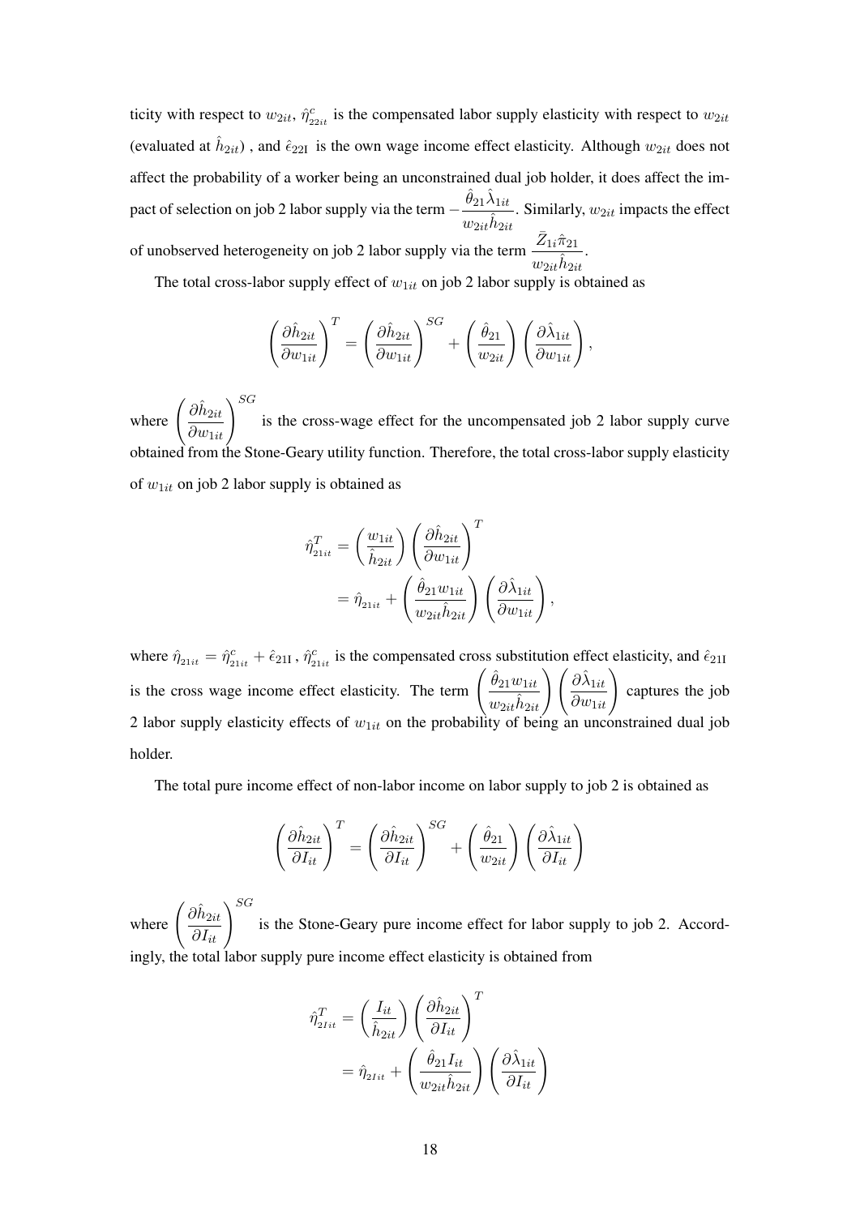ticity with respect to $w_{2it}$, $\hat{\eta}^{c}_{22it}$ is the compensated labor supply elasticity with respect to $w_{2it}$ (evaluated at $\hat{h}_{2it}$) , and $\hat{\epsilon}_{22\text{I}}$ is the own wage income effect elasticity. Although $w_{2it}$ does not affect the probability of a worker being an unconstrained dual job holder, it does affect the impact of selection on job 2 labor supply via the term $-\dfrac{\hat{\theta}_{21}\hat{\lambda}_{1it}}{w_{2it}\hat{h}_{2it}}$. Similarly, $w_{2it}$ impacts the effect of unobserved heterogeneity on job 2 labor supply via the term $\dfrac{\bar{Z}_{1i}\hat{\pi}_{21}}{w_{2it}\hat{h}_{2it}}$.

The total cross-labor supply effect of $w_{1it}$ on job 2 labor supply is obtained as

$$\left(\frac{\partial \hat{h}_{2it}}{\partial w_{1it}}\right)^{T} = \left(\frac{\partial \hat{h}_{2it}}{\partial w_{1it}}\right)^{SG} + \left(\frac{\hat{\theta}_{21}}{w_{2it}}\right)\left(\frac{\partial \hat{\lambda}_{1it}}{\partial w_{1it}}\right),$$

where $\left(\dfrac{\partial \hat{h}_{2it}}{\partial w_{1it}}\right)^{SG}$ is the cross-wage effect for the uncompensated job 2 labor supply curve obtained from the Stone-Geary utility function. Therefore, the total cross-labor supply elasticity of $w_{1it}$ on job 2 labor supply is obtained as

$$\begin{aligned}
\hat{\eta}^{T}_{21it} &= \left(\frac{w_{1it}}{\hat{h}_{2it}}\right)\left(\frac{\partial \hat{h}_{2it}}{\partial w_{1it}}\right)^{T} \\
&= \hat{\eta}_{21it} + \left(\frac{\hat{\theta}_{21} w_{1it}}{w_{2it}\hat{h}_{2it}}\right)\left(\frac{\partial \hat{\lambda}_{1it}}{\partial w_{1it}}\right),
\end{aligned}$$

where $\hat{\eta}_{21it} = \hat{\eta}^{c}_{21it} + \hat{\epsilon}_{21\text{I}}$ , $\hat{\eta}^{c}_{21it}$ is the compensated cross substitution effect elasticity, and $\hat{\epsilon}_{21\text{I}}$ is the cross wage income effect elasticity. The term $\left(\dfrac{\hat{\theta}_{21} w_{1it}}{w_{2it}\hat{h}_{2it}}\right)\left(\dfrac{\partial \hat{\lambda}_{1it}}{\partial w_{1it}}\right)$ captures the job 2 labor supply elasticity effects of $w_{1it}$ on the probability of being an unconstrained dual job holder.

The total pure income effect of non-labor income on labor supply to job 2 is obtained as

$$\left(\frac{\partial \hat{h}_{2it}}{\partial I_{it}}\right)^{T} = \left(\frac{\partial \hat{h}_{2it}}{\partial I_{it}}\right)^{SG} + \left(\frac{\hat{\theta}_{21}}{w_{2it}}\right)\left(\frac{\partial \hat{\lambda}_{1it}}{\partial I_{it}}\right)$$

where $\left(\dfrac{\partial \hat{h}_{2it}}{\partial I_{it}}\right)^{SG}$ is the Stone-Geary pure income effect for labor supply to job 2. Accordingly, the total labor supply pure income effect elasticity is obtained from

$$\begin{aligned}
\hat{\eta}^{T}_{2Iit} &= \left(\frac{I_{it}}{\hat{h}_{2it}}\right)\left(\frac{\partial \hat{h}_{2it}}{\partial I_{it}}\right)^{T} \\
&= \hat{\eta}_{2Iit} + \left(\frac{\hat{\theta}_{21} I_{it}}{w_{2it}\hat{h}_{2it}}\right)\left(\frac{\partial \hat{\lambda}_{1it}}{\partial I_{it}}\right)
\end{aligned}$$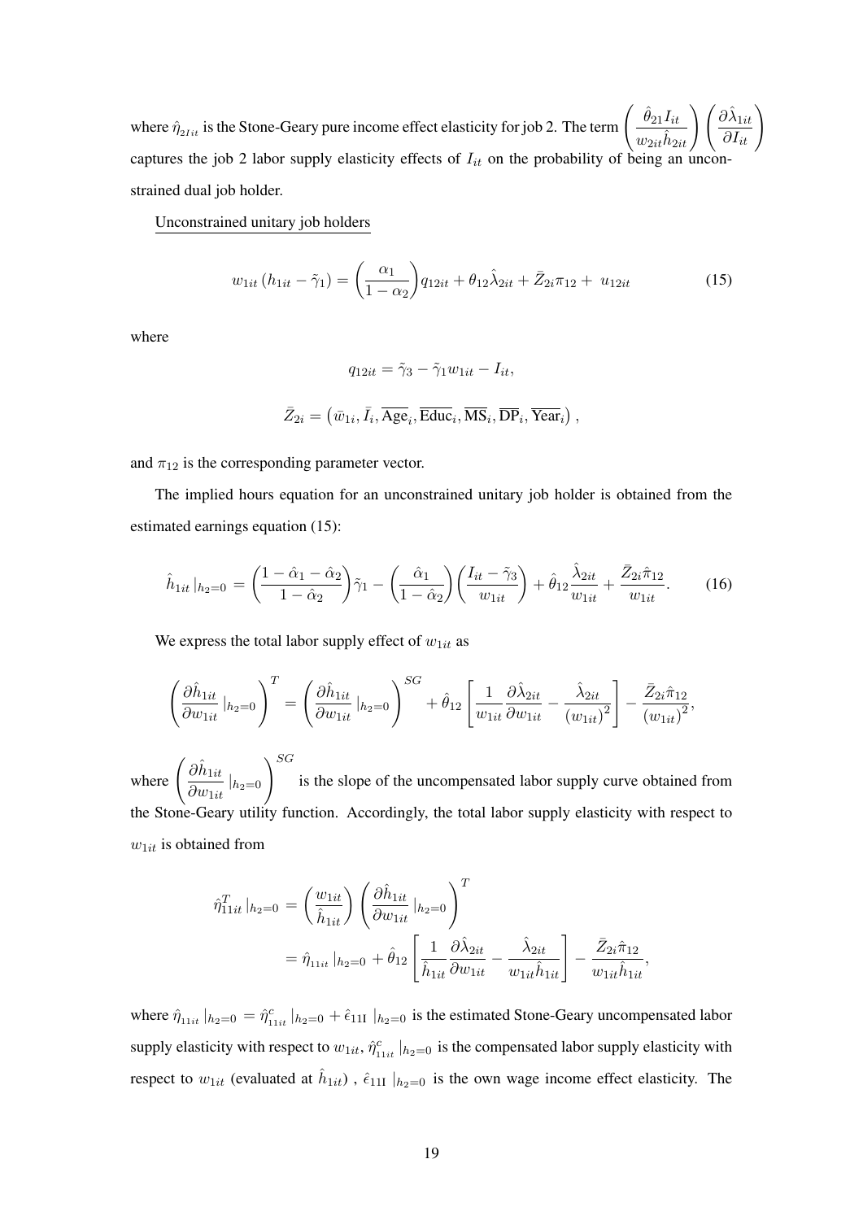where $\hat{\eta}_{2I_{it}}$ is the Stone-Geary pure income effect elasticity for job 2. The term $\left(\dfrac{\hat{\theta}_{21} I_{it}}{w_{2it}\hat{h}_{2it}}\right)\left(\dfrac{\partial \hat{\lambda}_{1it}}{\partial I_{it}}\right)$ captures the job 2 labor supply elasticity effects of $I_{it}$ on the probability of being an unconstrained dual job holder.

Unconstrained unitary job holders

$$w_{1it}\left(h_{1it} - \tilde{\gamma}_1\right) = \left(\frac{\alpha_1}{1-\alpha_2}\right) q_{12it} + \theta_{12}\hat{\lambda}_{2it} + \bar{Z}_{2i}\pi_{12} + u_{12it} \tag{15}$$

where

$$q_{12it} = \tilde{\gamma}_3 - \tilde{\gamma}_1 w_{1it} - I_{it},$$

$$\bar{Z}_{2i} = \left(\bar{w}_{1i}, \bar{I}_i, \overline{\text{Age}}_i, \overline{\text{Educ}}_i, \overline{\text{MS}}_i, \overline{\text{DP}}_i, \overline{\text{Year}}_i\right),$$

and $\pi_{12}$ is the corresponding parameter vector.

The implied hours equation for an unconstrained unitary job holder is obtained from the estimated earnings equation (15):

$$\hat{h}_{1it}\,|_{h_2=0} = \left(\frac{1-\hat{\alpha}_1-\hat{\alpha}_2}{1-\hat{\alpha}_2}\right)\tilde{\gamma}_1 - \left(\frac{\hat{\alpha}_1}{1-\hat{\alpha}_2}\right)\left(\frac{I_{it}-\tilde{\gamma}_3}{w_{1it}}\right) + \hat{\theta}_{12}\frac{\hat{\lambda}_{2it}}{w_{1it}} + \frac{\bar{Z}_{2i}\hat{\pi}_{12}}{w_{1it}}. \tag{16}$$

We express the total labor supply effect of $w_{1it}$ as

$$\left(\frac{\partial \hat{h}_{1it}}{\partial w_{1it}}\,|_{h_2=0}\right)^T = \left(\frac{\partial \hat{h}_{1it}}{\partial w_{1it}}\,|_{h_2=0}\right)^{SG} + \hat{\theta}_{12}\left[\frac{1}{w_{1it}}\frac{\partial \hat{\lambda}_{2it}}{\partial w_{1it}} - \frac{\hat{\lambda}_{2it}}{\left(w_{1it}\right)^2}\right] - \frac{\bar{Z}_{2i}\hat{\pi}_{12}}{\left(w_{1it}\right)^2},$$

where $\left(\dfrac{\partial \hat{h}_{1it}}{\partial w_{1it}}\,|_{h_2=0}\right)^{SG}$ is the slope of the uncompensated labor supply curve obtained from the Stone-Geary utility function. Accordingly, the total labor supply elasticity with respect to $w_{1it}$ is obtained from

$$\begin{aligned}
\hat{\eta}^T_{11it}\,|_{h_2=0} &= \left(\frac{w_{1it}}{\hat{h}_{1it}}\right)\left(\frac{\partial \hat{h}_{1it}}{\partial w_{1it}}\,|_{h_2=0}\right)^T \\
&= \hat{\eta}_{11it}\,|_{h_2=0} + \hat{\theta}_{12}\left[\frac{1}{\hat{h}_{1it}}\frac{\partial \hat{\lambda}_{2it}}{\partial w_{1it}} - \frac{\hat{\lambda}_{2it}}{w_{1it}\hat{h}_{1it}}\right] - \frac{\bar{Z}_{2i}\hat{\pi}_{12}}{w_{1it}\hat{h}_{1it}},
\end{aligned}$$

where $\hat{\eta}_{11it}\,|_{h_2=0} = \hat{\eta}^c_{11it}\,|_{h_2=0} + \hat{\epsilon}_{11\text{I}}\,|_{h_2=0}$ is the estimated Stone-Geary uncompensated labor supply elasticity with respect to $w_{1it}$, $\hat{\eta}^c_{11it}\,|_{h_2=0}$ is the compensated labor supply elasticity with respect to $w_{1it}$ (evaluated at $\hat{h}_{1it}$), $\hat{\epsilon}_{11\text{I}}\,|_{h_2=0}$ is the own wage income effect elasticity. The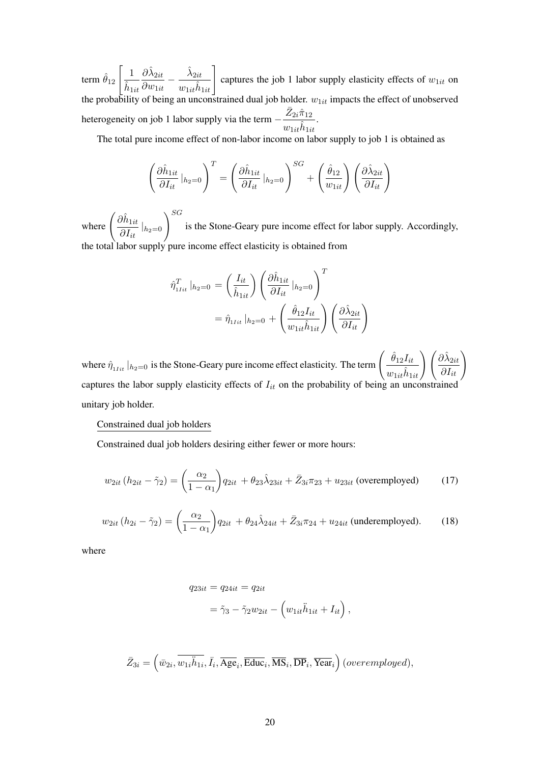term $\hat{\theta}_{12}\left[\frac{1}{\hat{h}_{1it}}\frac{\partial\hat{\lambda}_{2it}}{\partial w_{1it}}-\frac{\hat{\lambda}_{2it}}{w_{1it}\hat{h}_{1it}}\right]$ captures the job 1 labor supply elasticity effects of $w_{1it}$ on the probability of being an unconstrained dual job holder. $w_{1it}$ impacts the effect of unobserved heterogeneity on job 1 labor supply via the term $-\frac{\bar{Z}_{2i}\hat{\pi}_{12}}{w_{1it}\hat{h}_{1it}}$.

The total pure income effect of non-labor income on labor supply to job 1 is obtained as

$$\left(\frac{\partial\hat{h}_{1it}}{\partial I_{it}}\,|_{h_2=0}\right)^{T}=\left(\frac{\partial\hat{h}_{1it}}{\partial I_{it}}\,|_{h_2=0}\right)^{SG}+\left(\frac{\hat{\theta}_{12}}{w_{1it}}\right)\left(\frac{\partial\hat{\lambda}_{2it}}{\partial I_{it}}\right)$$

where $\left(\frac{\partial\hat{h}_{1it}}{\partial I_{it}}\,|_{h_2=0}\right)^{SG}$ is the Stone-Geary pure income effect for labor supply. Accordingly, the total labor supply pure income effect elasticity is obtained from

$$\begin{aligned}\hat{\eta}^{T}_{1Iit}\,|_{h_2=0}&=\left(\frac{I_{it}}{\hat{h}_{1it}}\right)\left(\frac{\partial\hat{h}_{1it}}{\partial I_{it}}\,|_{h_2=0}\right)^{T}\\&=\hat{\eta}_{1Iit}\,|_{h_2=0}+\left(\frac{\hat{\theta}_{12}I_{it}}{w_{1it}\hat{h}_{1it}}\right)\left(\frac{\partial\hat{\lambda}_{2it}}{\partial I_{it}}\right)\end{aligned}$$

where $\hat{\eta}_{1Iit}\,|_{h_2=0}$ is the Stone-Geary pure income effect elasticity. The term $\left(\frac{\hat{\theta}_{12}I_{it}}{w_{1it}\hat{h}_{1it}}\right)\left(\frac{\partial\hat{\lambda}_{2it}}{\partial I_{it}}\right)$ captures the labor supply elasticity effects of $I_{it}$ on the probability of being an unconstrained unitary job holder.

Constrained dual job holders

Constrained dual job holders desiring either fewer or more hours:

$$w_{2it}\left(h_{2it}-\tilde{\gamma}_2\right)=\left(\frac{\alpha_2}{1-\alpha_1}\right)q_{2it}+\theta_{23}\hat{\lambda}_{23it}+\bar{Z}_{3i}\pi_{23}+u_{23it}\text{ (overemployed)}\tag{17}$$

$$w_{2it}\left(h_{2i}-\tilde{\gamma}_2\right)=\left(\frac{\alpha_2}{1-\alpha_1}\right)q_{2it}+\theta_{24}\hat{\lambda}_{24it}+\bar{Z}_{3i}\pi_{24}+u_{24it}\text{ (underemployed).}\tag{18}$$

where

$$\begin{aligned}q_{23it}=q_{24it}&=q_{2it}\\&=\tilde{\gamma}_3-\tilde{\gamma}_2 w_{2it}-\left(w_{1it}\ddot{h}_{1it}+I_{it}\right),\end{aligned}$$

$$\bar{Z}_{3i}=\left(\bar{w}_{2i},\overline{w_{1i}\ddot{h}_{1i}},\bar{I}_i,\overline{\text{Age}}_i,\overline{\text{Educ}}_i,\overline{\text{MS}}_i,\overline{\text{DP}}_i,\overline{\text{Year}}_i\right)(overemployed),$$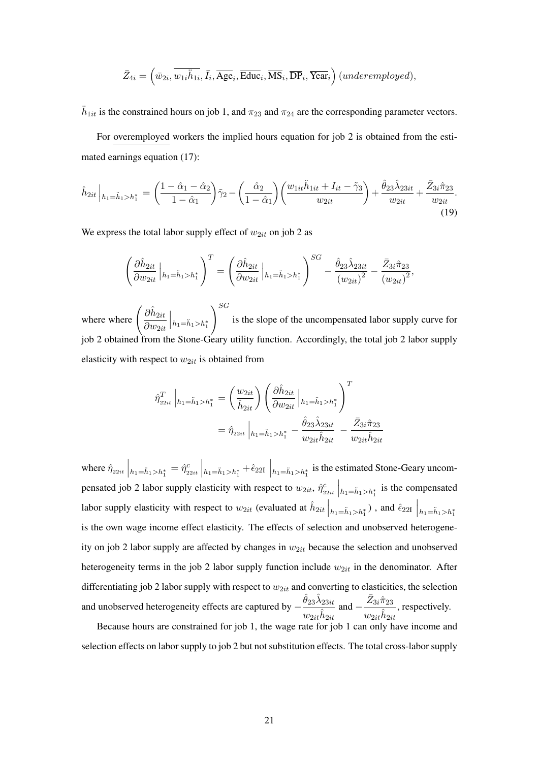$$\bar{Z}_{4i} = \left(\bar{w}_{2i}, \overline{w_{1i}\ddot{h}_{1i}}, \bar{I}_i, \overline{\text{Age}}_i, \overline{\text{Educ}}_i, \overline{\text{MS}}_i, \overline{\text{DP}}_i, \overline{\text{Year}}_i\right) (underemployed),$$

$\ddot{h}_{1it}$ is the constrained hours on job 1, and $\pi_{23}$ and $\pi_{24}$ are the corresponding parameter vectors.

For overemployed workers the implied hours equation for job 2 is obtained from the estimated earnings equation (17):

$$\hat{h}_{2it}\Big|_{h_1=\ddot{h}_1>h_1^*} = \left(\frac{1-\hat{\alpha}_1-\hat{\alpha}_2}{1-\hat{\alpha}_1}\right)\tilde{\gamma}_2 - \left(\frac{\hat{\alpha}_2}{1-\hat{\alpha}_1}\right)\left(\frac{w_{1it}\ddot{h}_{1it}+I_{it}-\tilde{\gamma}_3}{w_{2it}}\right) + \frac{\hat{\theta}_{23}\hat{\lambda}_{23it}}{w_{2it}} + \frac{\bar{Z}_{3i}\hat{\pi}_{23}}{w_{2it}}. \tag{19}$$

We express the total labor supply effect of $w_{2it}$ on job 2 as

$$\left(\frac{\partial \hat{h}_{2it}}{\partial w_{2it}}\Big|_{h_1=\ddot{h}_1>h_1^*}\right)^T = \left(\frac{\partial \hat{h}_{2it}}{\partial w_{2it}}\Big|_{h_1=\ddot{h}_1>h_1^*}\right)^{SG} - \frac{\hat{\theta}_{23}\hat{\lambda}_{23it}}{(w_{2it})^2} - \frac{\bar{Z}_{3i}\hat{\pi}_{23}}{(w_{2it})^2},$$

where where $\left(\frac{\partial \hat{h}_{2it}}{\partial w_{2it}}\Big|_{h_1=\ddot{h}_1>h_1^*}\right)^{SG}$ is the slope of the uncompensated labor supply curve for job 2 obtained from the Stone-Geary utility function. Accordingly, the total job 2 labor supply elasticity with respect to $w_{2it}$ is obtained from

$$\begin{aligned}
\hat{\eta}^T_{22it}\Big|_{h_1=\ddot{h}_1>h_1^*} &= \left(\frac{w_{2it}}{\hat{h}_{2it}}\right)\left(\frac{\partial \hat{h}_{2it}}{\partial w_{2it}}\Big|_{h_1=\ddot{h}_1>h_1^*}\right)^T \\
&= \hat{\eta}_{22it}\Big|_{h_1=\ddot{h}_1>h_1^*} - \frac{\hat{\theta}_{23}\hat{\lambda}_{23it}}{w_{2it}\hat{h}_{2it}} - \frac{\bar{Z}_{3i}\hat{\pi}_{23}}{w_{2it}\hat{h}_{2it}}
\end{aligned}$$

where $\hat{\eta}_{22it}\Big|_{h_1=\ddot{h}_1>h_1^*} = \hat{\eta}^c_{22it}\Big|_{h_1=\ddot{h}_1>h_1^*} + \hat{\epsilon}_{22\text{I}}\Big|_{h_1=\ddot{h}_1>h_1^*}$ is the estimated Stone-Geary uncompensated job 2 labor supply elasticity with respect to $w_{2it}$, $\hat{\eta}^c_{22it}\Big|_{h_1=\ddot{h}_1>h_1^*}$ is the compensated labor supply elasticity with respect to $w_{2it}$ (evaluated at $\hat{h}_{2it}\Big|_{h_1=\ddot{h}_1>h_1^*}$), and $\hat{\epsilon}_{22\text{I}}\Big|_{h_1=\ddot{h}_1>h_1^*}$ is the own wage income effect elasticity. The effects of selection and unobserved heterogeneity on job 2 labor supply are affected by changes in $w_{2it}$ because the selection and unobserved heterogeneity terms in the job 2 labor supply function include $w_{2it}$ in the denominator. After differentiating job 2 labor supply with respect to $w_{2it}$ and converting to elasticities, the selection and unobserved heterogeneity effects are captured by $-\frac{\hat{\theta}_{23}\hat{\lambda}_{23it}}{w_{2it}\hat{h}_{2it}}$ and $-\frac{\bar{Z}_{3i}\hat{\pi}_{23}}{w_{2it}\hat{h}_{2it}}$, respectively.

Because hours are constrained for job 1, the wage rate for job 1 can only have income and selection effects on labor supply to job 2 but not substitution effects. The total cross-labor supply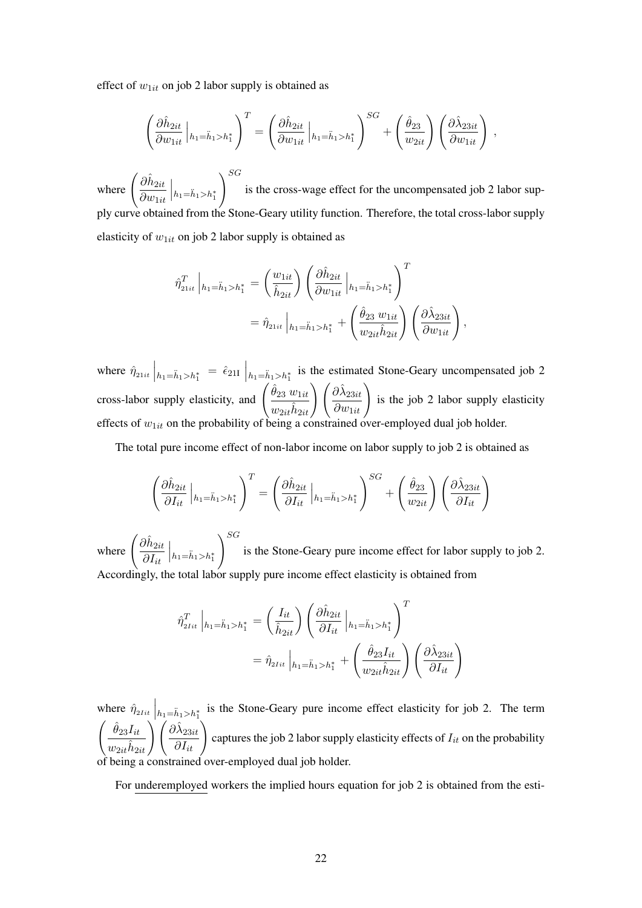effect of $w_{1it}$ on job 2 labor supply is obtained as

$$\left( \frac{\partial \hat{h}_{2it}}{\partial w_{1it}} \Big|_{h_1 = \ddot{h}_1 > h_1^*} \right)^T = \left( \frac{\partial \hat{h}_{2it}}{\partial w_{1it}} \Big|_{h_1 = \ddot{h}_1 > h_1^*} \right)^{SG} + \left( \frac{\hat{\theta}_{23}}{w_{2it}} \right) \left( \frac{\partial \hat{\lambda}_{23it}}{\partial w_{1it}} \right),$$

where $\left( \frac{\partial \hat{h}_{2it}}{\partial w_{1it}} \Big|_{h_1 = \ddot{h}_1 > h_1^*} \right)^{SG}$ is the cross-wage effect for the uncompensated job 2 labor supply curve obtained from the Stone-Geary utility function. Therefore, the total cross-labor supply elasticity of $w_{1it}$ on job 2 labor supply is obtained as

$$\begin{aligned} \hat{\eta}^T_{21it} \Big|_{h_1 = \ddot{h}_1 > h_1^*} &= \left( \frac{w_{1it}}{\hat{h}_{2it}} \right) \left( \frac{\partial \hat{h}_{2it}}{\partial w_{1it}} \Big|_{h_1 = \ddot{h}_1 > h_1^*} \right)^T \\ &= \hat{\eta}_{21it} \Big|_{h_1 = \ddot{h}_1 > h_1^*} + \left( \frac{\hat{\theta}_{23} \ w_{1it}}{w_{2it} \hat{h}_{2it}} \right) \left( \frac{\partial \hat{\lambda}_{23it}}{\partial w_{1it}} \right), \end{aligned}$$

where $\hat{\eta}_{21it} \Big|_{h_1 = \ddot{h}_1 > h_1^*} = \hat{\epsilon}_{21\text{I}} \Big|_{h_1 = \ddot{h}_1 > h_1^*}$ is the estimated Stone-Geary uncompensated job 2 cross-labor supply elasticity, and $\left( \frac{\hat{\theta}_{23} \ w_{1it}}{w_{2it} \hat{h}_{2it}} \right) \left( \frac{\partial \hat{\lambda}_{23it}}{\partial w_{1it}} \right)$ is the job 2 labor supply elasticity effects of $w_{1it}$ on the probability of being a constrained over-employed dual job holder.

The total pure income effect of non-labor income on labor supply to job 2 is obtained as

$$\left( \frac{\partial \hat{h}_{2it}}{\partial I_{it}} \Big|_{h_1 = \ddot{h}_1 > h_1^*} \right)^T = \left( \frac{\partial \hat{h}_{2it}}{\partial I_{it}} \Big|_{h_1 = \ddot{h}_1 > h_1^*} \right)^{SG} + \left( \frac{\hat{\theta}_{23}}{w_{2it}} \right) \left( \frac{\partial \hat{\lambda}_{23it}}{\partial I_{it}} \right)$$

where $\left( \frac{\partial \hat{h}_{2it}}{\partial I_{it}} \Big|_{h_1 = \ddot{h}_1 > h_1^*} \right)^{SG}$ is the Stone-Geary pure income effect for labor supply to job 2. Accordingly, the total labor supply pure income effect elasticity is obtained from

$$\begin{aligned} \hat{\eta}^T_{2Iit} \Big|_{h_1 = \ddot{h}_1 > h_1^*} &= \left( \frac{I_{it}}{\hat{h}_{2it}} \right) \left( \frac{\partial \hat{h}_{2it}}{\partial I_{it}} \Big|_{h_1 = \ddot{h}_1 > h_1^*} \right)^T \\ &= \hat{\eta}_{2Iit} \Big|_{h_1 = \ddot{h}_1 > h_1^*} + \left( \frac{\hat{\theta}_{23} I_{it}}{w_{2it} \hat{h}_{2it}} \right) \left( \frac{\partial \hat{\lambda}_{23it}}{\partial I_{it}} \right) \end{aligned}$$

where $\hat{\eta}_{2Iit} \Big|_{h_1 = \ddot{h}_1 > h_1^*}$ is the Stone-Geary pure income effect elasticity for job 2. The term $\left( \frac{\hat{\theta}_{23} I_{it}}{w_{2it} \hat{h}_{2it}} \right) \left( \frac{\partial \hat{\lambda}_{23it}}{\partial I_{it}} \right)$ captures the job 2 labor supply elasticity effects of $I_{it}$ on the probability of being a constrained over-employed dual job holder.

For underemployed workers the implied hours equation for job 2 is obtained from the esti-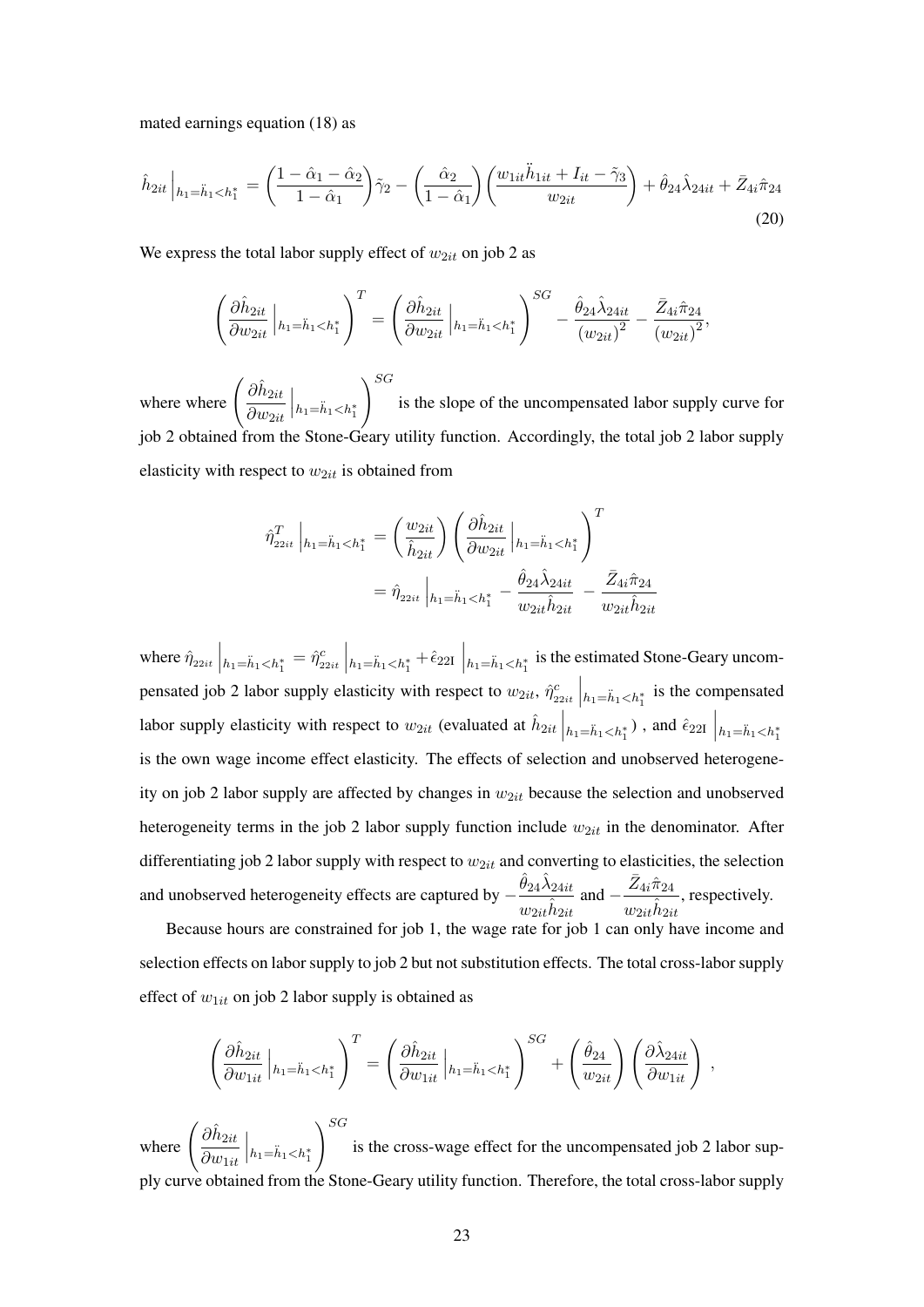mated earnings equation (18) as

$$\hat{h}_{2it}\Big|_{h_1=\ddot{h}_1<h_1^*} = \left(\frac{1-\hat{\alpha}_1-\hat{\alpha}_2}{1-\hat{\alpha}_1}\right)\tilde{\gamma}_2 - \left(\frac{\hat{\alpha}_2}{1-\hat{\alpha}_1}\right)\left(\frac{w_{1it}\ddot{h}_{1it}+I_{it}-\tilde{\gamma}_3}{w_{2it}}\right) + \hat{\theta}_{24}\hat{\lambda}_{24it} + \bar{Z}_{4i}\hat{\pi}_{24} \tag{20}$$

We express the total labor supply effect of $w_{2it}$ on job 2 as

$$\left(\frac{\partial \hat{h}_{2it}}{\partial w_{2it}}\Big|_{h_1=\ddot{h}_1<h_1^*}\right)^T = \left(\frac{\partial \hat{h}_{2it}}{\partial w_{2it}}\Big|_{h_1=\ddot{h}_1<h_1^*}\right)^{SG} - \frac{\hat{\theta}_{24}\hat{\lambda}_{24it}}{(w_{2it})^2} - \frac{\bar{Z}_{4i}\hat{\pi}_{24}}{(w_{2it})^2},$$

where where $\left(\frac{\partial \hat{h}_{2it}}{\partial w_{2it}}\Big|_{h_1=\ddot{h}_1<h_1^*}\right)^{SG}$ is the slope of the uncompensated labor supply curve for job 2 obtained from the Stone-Geary utility function. Accordingly, the total job 2 labor supply elasticity with respect to $w_{2it}$ is obtained from

$$\begin{aligned}
\hat{\eta}^T_{22it}\Big|_{h_1=\ddot{h}_1<h_1^*} &= \left(\frac{w_{2it}}{\hat{h}_{2it}}\right)\left(\frac{\partial \hat{h}_{2it}}{\partial w_{2it}}\Big|_{h_1=\ddot{h}_1<h_1^*}\right)^T \\
&= \hat{\eta}_{22it}\Big|_{h_1=\ddot{h}_1<h_1^*} - \frac{\hat{\theta}_{24}\hat{\lambda}_{24it}}{w_{2it}\hat{h}_{2it}} - \frac{\bar{Z}_{4i}\hat{\pi}_{24}}{w_{2it}\hat{h}_{2it}}
\end{aligned}$$

where $\hat{\eta}_{22it}\Big|_{h_1=\ddot{h}_1<h_1^*} = \hat{\eta}^c_{22it}\Big|_{h_1=\ddot{h}_1<h_1^*} + \hat{\epsilon}_{22\text{I}}\Big|_{h_1=\ddot{h}_1<h_1^*}$ is the estimated Stone-Geary uncompensated job 2 labor supply elasticity with respect to $w_{2it}$, $\hat{\eta}^c_{22it}\Big|_{h_1=\ddot{h}_1<h_1^*}$ is the compensated labor supply elasticity with respect to $w_{2it}$ (evaluated at $\hat{h}_{2it}\Big|_{h_1=\ddot{h}_1<h_1^*}$), and $\hat{\epsilon}_{22\text{I}}\Big|_{h_1=\ddot{h}_1<h_1^*}$ is the own wage income effect elasticity. The effects of selection and unobserved heterogeneity on job 2 labor supply are affected by changes in $w_{2it}$ because the selection and unobserved heterogeneity terms in the job 2 labor supply function include $w_{2it}$ in the denominator. After differentiating job 2 labor supply with respect to $w_{2it}$ and converting to elasticities, the selection and unobserved heterogeneity effects are captured by $-\frac{\hat{\theta}_{24}\hat{\lambda}_{24it}}{w_{2it}\hat{h}_{2it}}$ and $-\frac{\bar{Z}_{4i}\hat{\pi}_{24}}{w_{2it}\hat{h}_{2it}}$, respectively.

Because hours are constrained for job 1, the wage rate for job 1 can only have income and selection effects on labor supply to job 2 but not substitution effects. The total cross-labor supply effect of $w_{1it}$ on job 2 labor supply is obtained as

$$\left(\frac{\partial \hat{h}_{2it}}{\partial w_{1it}}\Big|_{h_1=\ddot{h}_1<h_1^*}\right)^T = \left(\frac{\partial \hat{h}_{2it}}{\partial w_{1it}}\Big|_{h_1=\ddot{h}_1<h_1^*}\right)^{SG} + \left(\frac{\hat{\theta}_{24}}{w_{2it}}\right)\left(\frac{\partial \hat{\lambda}_{24it}}{\partial w_{1it}}\right),$$

where $\left(\frac{\partial \hat{h}_{2it}}{\partial w_{1it}}\Big|_{h_1=\ddot{h}_1<h_1^*}\right)^{SG}$ is the cross-wage effect for the uncompensated job 2 labor supply curve obtained from the Stone-Geary utility function. Therefore, the total cross-labor supply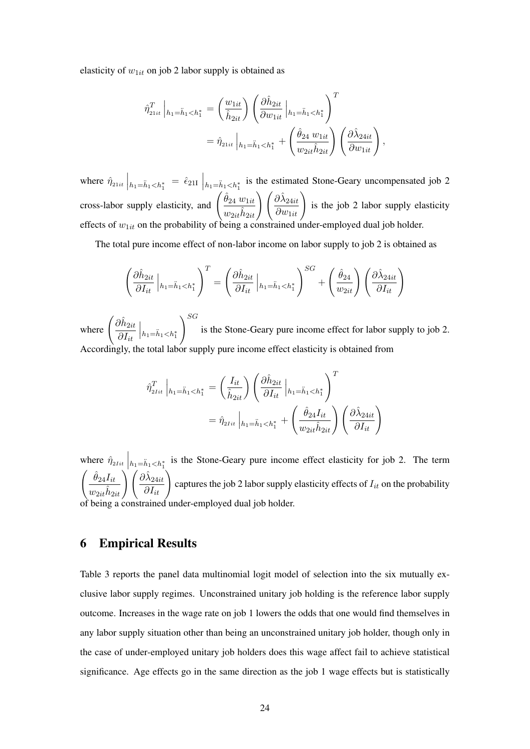elasticity of $w_{1it}$ on job 2 labor supply is obtained as

$$\hat{\eta}^T_{21it}\Big|_{h_1=\ddot{h}_1<h_1^*} = \left(\frac{w_{1it}}{\hat{h}_{2it}}\right)\left(\frac{\partial \hat{h}_{2it}}{\partial w_{1it}}\Big|_{h_1=\ddot{h}_1<h_1^*}\right)^T$$
$$= \hat{\eta}_{21it}\Big|_{h_1=\ddot{h}_1<h_1^*} + \left(\frac{\hat{\theta}_{24}\, w_{1it}}{w_{2it}\hat{h}_{2it}}\right)\left(\frac{\partial \hat{\lambda}_{24it}}{\partial w_{1it}}\right),$$

where $\hat{\eta}_{21it}\Big|_{h_1=\ddot{h}_1<h_1^*} = \hat{\epsilon}_{21\text{I}}\Big|_{h_1=\ddot{h}_1<h_1^*}$ is the estimated Stone-Geary uncompensated job 2 cross-labor supply elasticity, and $\left(\frac{\hat{\theta}_{24}\, w_{1it}}{w_{2it}\hat{h}_{2it}}\right)\left(\frac{\partial \hat{\lambda}_{24it}}{\partial w_{1it}}\right)$ is the job 2 labor supply elasticity effects of $w_{1it}$ on the probability of being a constrained under-employed dual job holder.

The total pure income effect of non-labor income on labor supply to job 2 is obtained as

$$\left(\frac{\partial \hat{h}_{2it}}{\partial I_{it}}\Big|_{h_1=\ddot{h}_1<h_1^*}\right)^T = \left(\frac{\partial \hat{h}_{2it}}{\partial I_{it}}\Big|_{h_1=\ddot{h}_1<h_1^*}\right)^{SG} + \left(\frac{\hat{\theta}_{24}}{w_{2it}}\right)\left(\frac{\partial \hat{\lambda}_{24it}}{\partial I_{it}}\right)$$

where $\left(\frac{\partial \hat{h}_{2it}}{\partial I_{it}}\Big|_{h_1=\ddot{h}_1<h_1^*}\right)^{SG}$ is the Stone-Geary pure income effect for labor supply to job 2. Accordingly, the total labor supply pure income effect elasticity is obtained from

$$\hat{\eta}^T_{2Iit}\Big|_{h_1=\ddot{h}_1<h_1^*} = \left(\frac{I_{it}}{\hat{h}_{2it}}\right)\left(\frac{\partial \hat{h}_{2it}}{\partial I_{it}}\Big|_{h_1=\ddot{h}_1<h_1^*}\right)^T$$
$$= \hat{\eta}_{2Iit}\Big|_{h_1=\ddot{h}_1<h_1^*} + \left(\frac{\hat{\theta}_{24} I_{it}}{w_{2it}\hat{h}_{2it}}\right)\left(\frac{\partial \hat{\lambda}_{24it}}{\partial I_{it}}\right)$$

where $\hat{\eta}_{2Iit}\Big|_{h_1=\ddot{h}_1<h_1^*}$ is the Stone-Geary pure income effect elasticity for job 2. The term $\left(\frac{\hat{\theta}_{24} I_{it}}{w_{2it}\hat{h}_{2it}}\right)\left(\frac{\partial \hat{\lambda}_{24it}}{\partial I_{it}}\right)$ captures the job 2 labor supply elasticity effects of $I_{it}$ on the probability of being a constrained under-employed dual job holder.

# 6 Empirical Results

Table 3 reports the panel data multinomial logit model of selection into the six mutually exclusive labor supply regimes. Unconstrained unitary job holding is the reference labor supply outcome. Increases in the wage rate on job 1 lowers the odds that one would find themselves in any labor supply situation other than being an unconstrained unitary job holder, though only in the case of under-employed unitary job holders does this wage affect fail to achieve statistical significance. Age effects go in the same direction as the job 1 wage effects but is statistically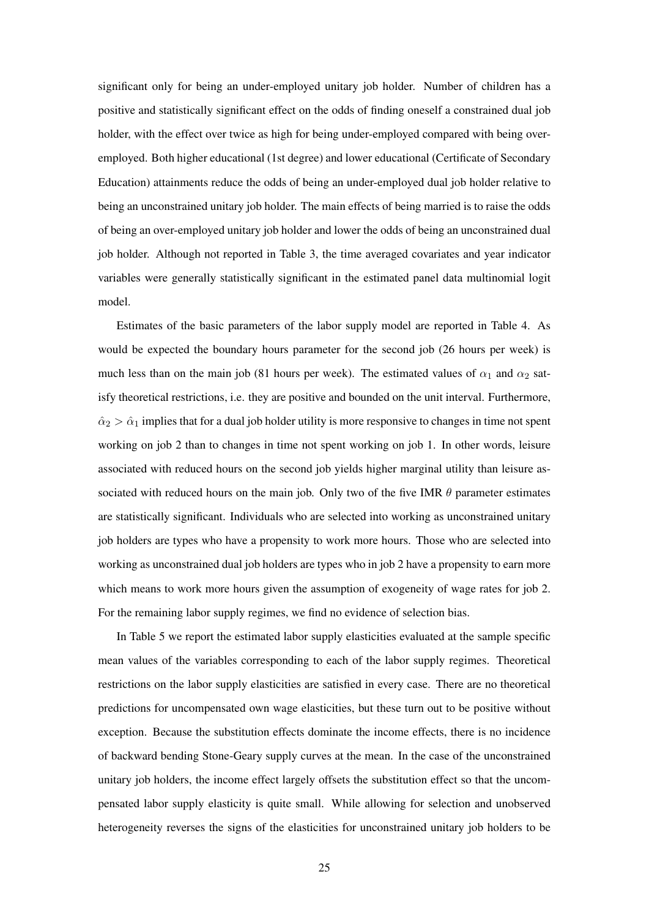significant only for being an under-employed unitary job holder. Number of children has a positive and statistically significant effect on the odds of finding oneself a constrained dual job holder, with the effect over twice as high for being under-employed compared with being over-employed. Both higher educational (1st degree) and lower educational (Certificate of Secondary Education) attainments reduce the odds of being an under-employed dual job holder relative to being an unconstrained unitary job holder. The main effects of being married is to raise the odds of being an over-employed unitary job holder and lower the odds of being an unconstrained dual job holder. Although not reported in Table 3, the time averaged covariates and year indicator variables were generally statistically significant in the estimated panel data multinomial logit model.

Estimates of the basic parameters of the labor supply model are reported in Table 4. As would be expected the boundary hours parameter for the second job (26 hours per week) is much less than on the main job (81 hours per week). The estimated values of $\alpha_1$ and $\alpha_2$ satisfy theoretical restrictions, i.e. they are positive and bounded on the unit interval. Furthermore, $\hat{\alpha}_2 > \hat{\alpha}_1$ implies that for a dual job holder utility is more responsive to changes in time not spent working on job 2 than to changes in time not spent working on job 1. In other words, leisure associated with reduced hours on the second job yields higher marginal utility than leisure associated with reduced hours on the main job. Only two of the five IMR $\theta$ parameter estimates are statistically significant. Individuals who are selected into working as unconstrained unitary job holders are types who have a propensity to work more hours. Those who are selected into working as unconstrained dual job holders are types who in job 2 have a propensity to earn more which means to work more hours given the assumption of exogeneity of wage rates for job 2. For the remaining labor supply regimes, we find no evidence of selection bias.

In Table 5 we report the estimated labor supply elasticities evaluated at the sample specific mean values of the variables corresponding to each of the labor supply regimes. Theoretical restrictions on the labor supply elasticities are satisfied in every case. There are no theoretical predictions for uncompensated own wage elasticities, but these turn out to be positive without exception. Because the substitution effects dominate the income effects, there is no incidence of backward bending Stone-Geary supply curves at the mean. In the case of the unconstrained unitary job holders, the income effect largely offsets the substitution effect so that the uncompensated labor supply elasticity is quite small. While allowing for selection and unobserved heterogeneity reverses the signs of the elasticities for unconstrained unitary job holders to be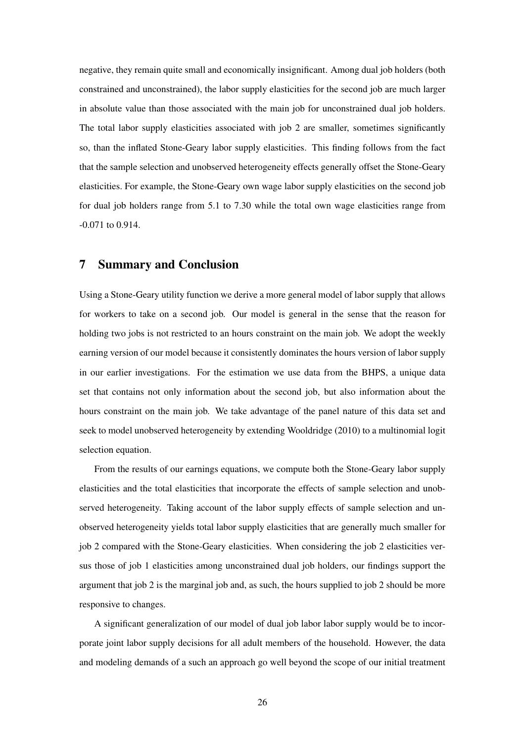negative, they remain quite small and economically insignificant. Among dual job holders (both constrained and unconstrained), the labor supply elasticities for the second job are much larger in absolute value than those associated with the main job for unconstrained dual job holders. The total labor supply elasticities associated with job 2 are smaller, sometimes significantly so, than the inflated Stone-Geary labor supply elasticities. This finding follows from the fact that the sample selection and unobserved heterogeneity effects generally offset the Stone-Geary elasticities. For example, the Stone-Geary own wage labor supply elasticities on the second job for dual job holders range from 5.1 to 7.30 while the total own wage elasticities range from -0.071 to 0.914.

## 7 Summary and Conclusion

Using a Stone-Geary utility function we derive a more general model of labor supply that allows for workers to take on a second job. Our model is general in the sense that the reason for holding two jobs is not restricted to an hours constraint on the main job. We adopt the weekly earning version of our model because it consistently dominates the hours version of labor supply in our earlier investigations. For the estimation we use data from the BHPS, a unique data set that contains not only information about the second job, but also information about the hours constraint on the main job. We take advantage of the panel nature of this data set and seek to model unobserved heterogeneity by extending Wooldridge (2010) to a multinomial logit selection equation.

From the results of our earnings equations, we compute both the Stone-Geary labor supply elasticities and the total elasticities that incorporate the effects of sample selection and unobserved heterogeneity. Taking account of the labor supply effects of sample selection and unobserved heterogeneity yields total labor supply elasticities that are generally much smaller for job 2 compared with the Stone-Geary elasticities. When considering the job 2 elasticities versus those of job 1 elasticities among unconstrained dual job holders, our findings support the argument that job 2 is the marginal job and, as such, the hours supplied to job 2 should be more responsive to changes.

A significant generalization of our model of dual job labor labor supply would be to incorporate joint labor supply decisions for all adult members of the household. However, the data and modeling demands of a such an approach go well beyond the scope of our initial treatment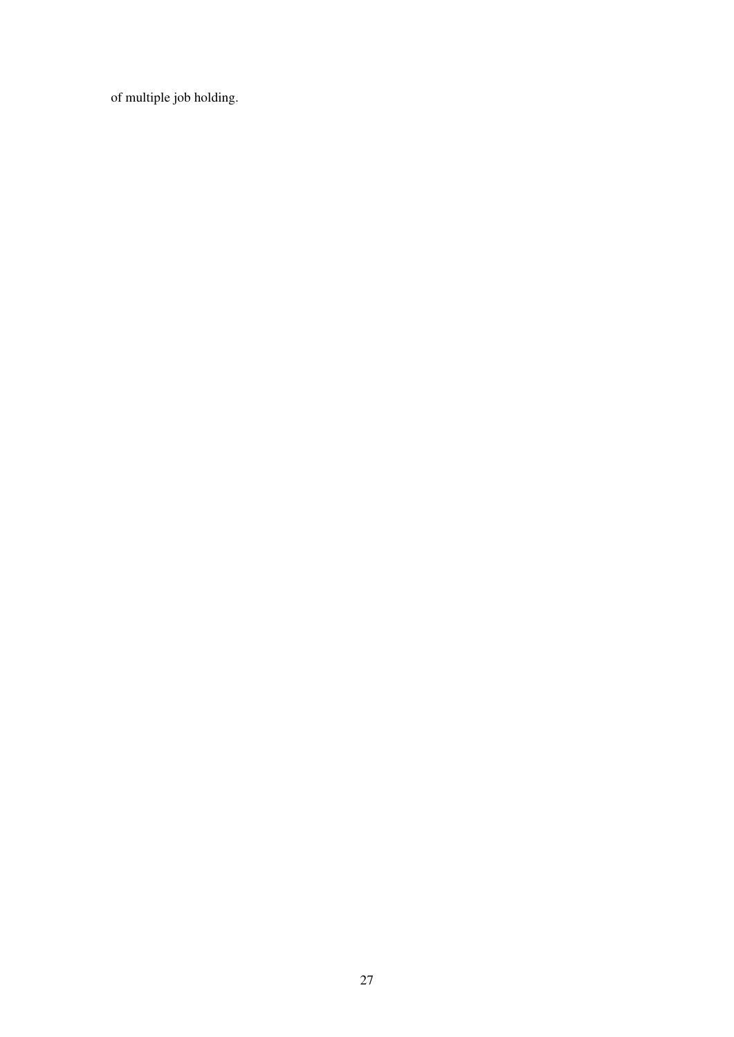of multiple job holding.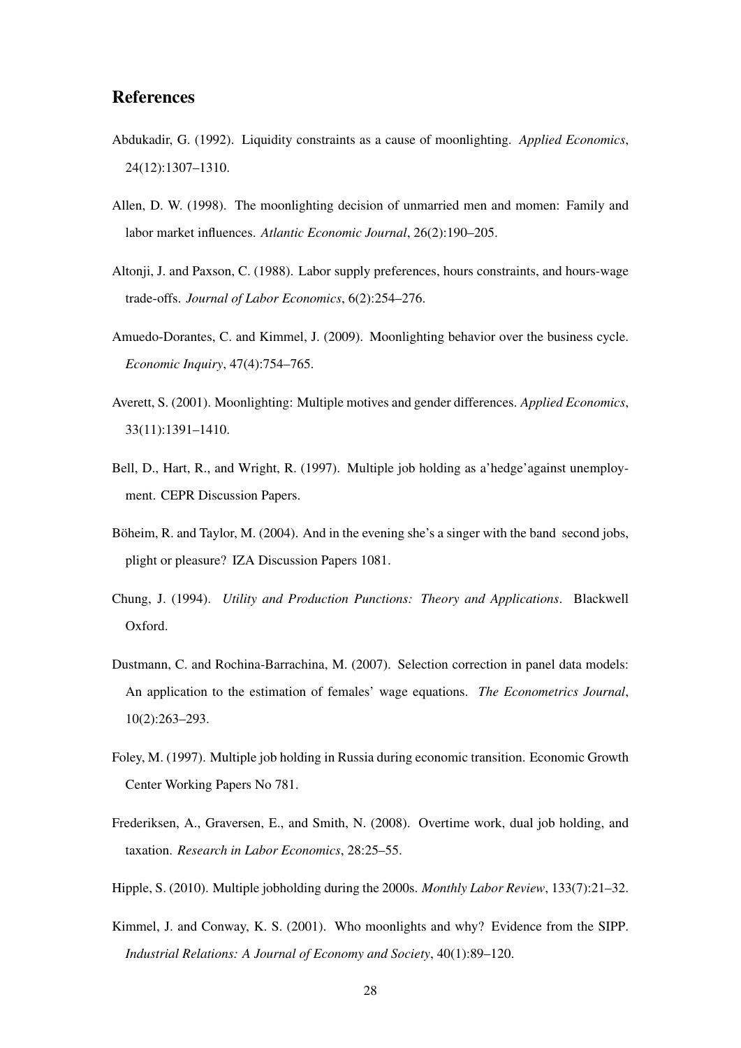## References

Abdukadir, G. (1992). Liquidity constraints as a cause of moonlighting. *Applied Economics*, 24(12):1307–1310.

Allen, D. W. (1998). The moonlighting decision of unmarried men and momen: Family and labor market influences. *Atlantic Economic Journal*, 26(2):190–205.

Altonji, J. and Paxson, C. (1988). Labor supply preferences, hours constraints, and hours-wage trade-offs. *Journal of Labor Economics*, 6(2):254–276.

Amuedo-Dorantes, C. and Kimmel, J. (2009). Moonlighting behavior over the business cycle. *Economic Inquiry*, 47(4):754–765.

Averett, S. (2001). Moonlighting: Multiple motives and gender differences. *Applied Economics*, 33(11):1391–1410.

Bell, D., Hart, R., and Wright, R. (1997). Multiple job holding as a'hedge'against unemployment. CEPR Discussion Papers.

Böheim, R. and Taylor, M. (2004). And in the evening she's a singer with the band second jobs, plight or pleasure? IZA Discussion Papers 1081.

Chung, J. (1994). *Utility and Production Punctions: Theory and Applications*. Blackwell Oxford.

Dustmann, C. and Rochina-Barrachina, M. (2007). Selection correction in panel data models: An application to the estimation of females' wage equations. *The Econometrics Journal*, 10(2):263–293.

Foley, M. (1997). Multiple job holding in Russia during economic transition. Economic Growth Center Working Papers No 781.

Frederiksen, A., Graversen, E., and Smith, N. (2008). Overtime work, dual job holding, and taxation. *Research in Labor Economics*, 28:25–55.

Hipple, S. (2010). Multiple jobholding during the 2000s. *Monthly Labor Review*, 133(7):21–32.

Kimmel, J. and Conway, K. S. (2001). Who moonlights and why? Evidence from the SIPP. *Industrial Relations: A Journal of Economy and Society*, 40(1):89–120.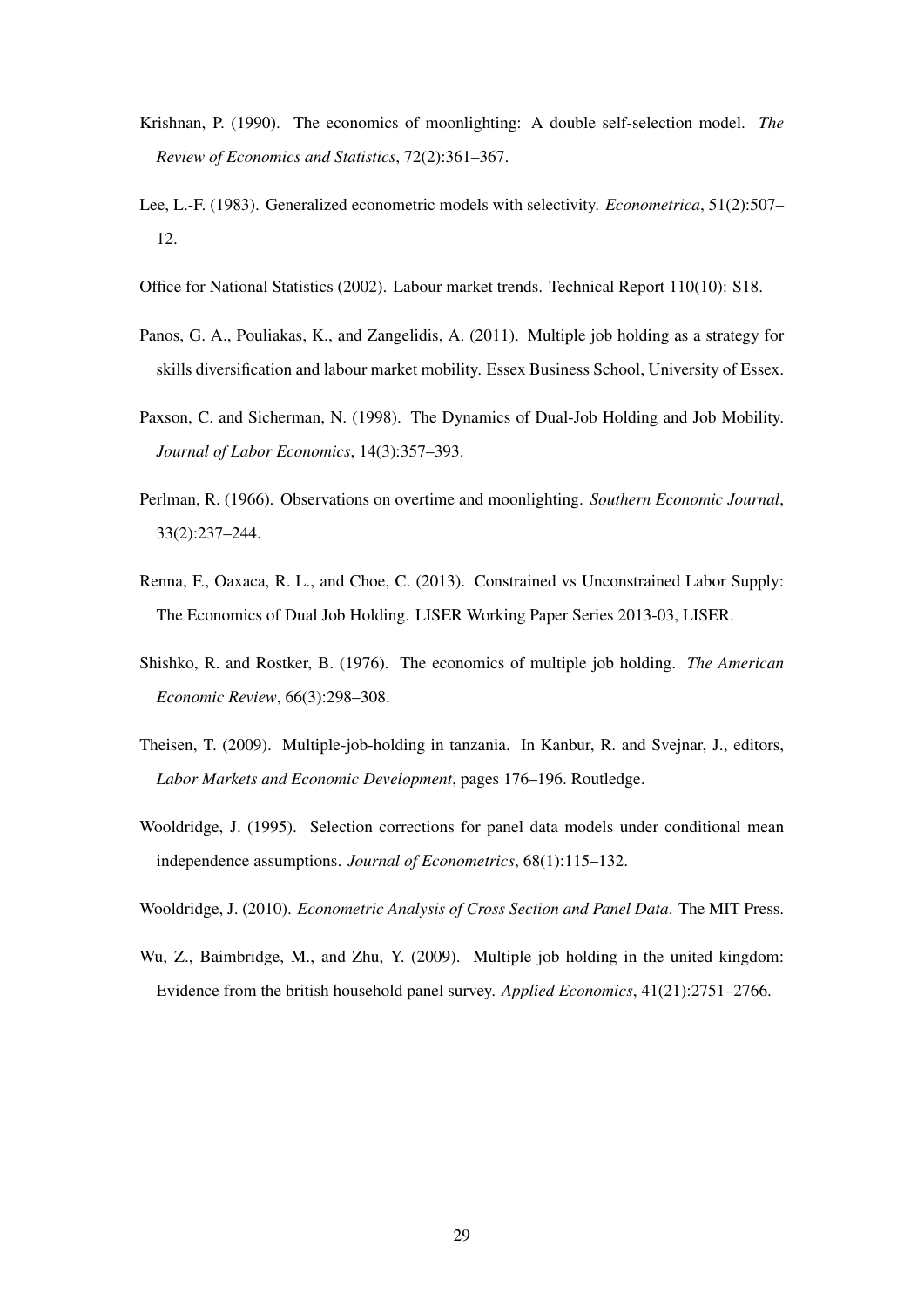Krishnan, P. (1990). The economics of moonlighting: A double self-selection model. *The Review of Economics and Statistics*, 72(2):361–367.

Lee, L.-F. (1983). Generalized econometric models with selectivity. *Econometrica*, 51(2):507–12.

Office for National Statistics (2002). Labour market trends. Technical Report 110(10): S18.

Panos, G. A., Pouliakas, K., and Zangelidis, A. (2011). Multiple job holding as a strategy for skills diversification and labour market mobility. Essex Business School, University of Essex.

Paxson, C. and Sicherman, N. (1998). The Dynamics of Dual-Job Holding and Job Mobility. *Journal of Labor Economics*, 14(3):357–393.

Perlman, R. (1966). Observations on overtime and moonlighting. *Southern Economic Journal*, 33(2):237–244.

Renna, F., Oaxaca, R. L., and Choe, C. (2013). Constrained vs Unconstrained Labor Supply: The Economics of Dual Job Holding. LISER Working Paper Series 2013-03, LISER.

Shishko, R. and Rostker, B. (1976). The economics of multiple job holding. *The American Economic Review*, 66(3):298–308.

Theisen, T. (2009). Multiple-job-holding in tanzania. In Kanbur, R. and Svejnar, J., editors, *Labor Markets and Economic Development*, pages 176–196. Routledge.

Wooldridge, J. (1995). Selection corrections for panel data models under conditional mean independence assumptions. *Journal of Econometrics*, 68(1):115–132.

Wooldridge, J. (2010). *Econometric Analysis of Cross Section and Panel Data*. The MIT Press.

Wu, Z., Baimbridge, M., and Zhu, Y. (2009). Multiple job holding in the united kingdom: Evidence from the british household panel survey. *Applied Economics*, 41(21):2751–2766.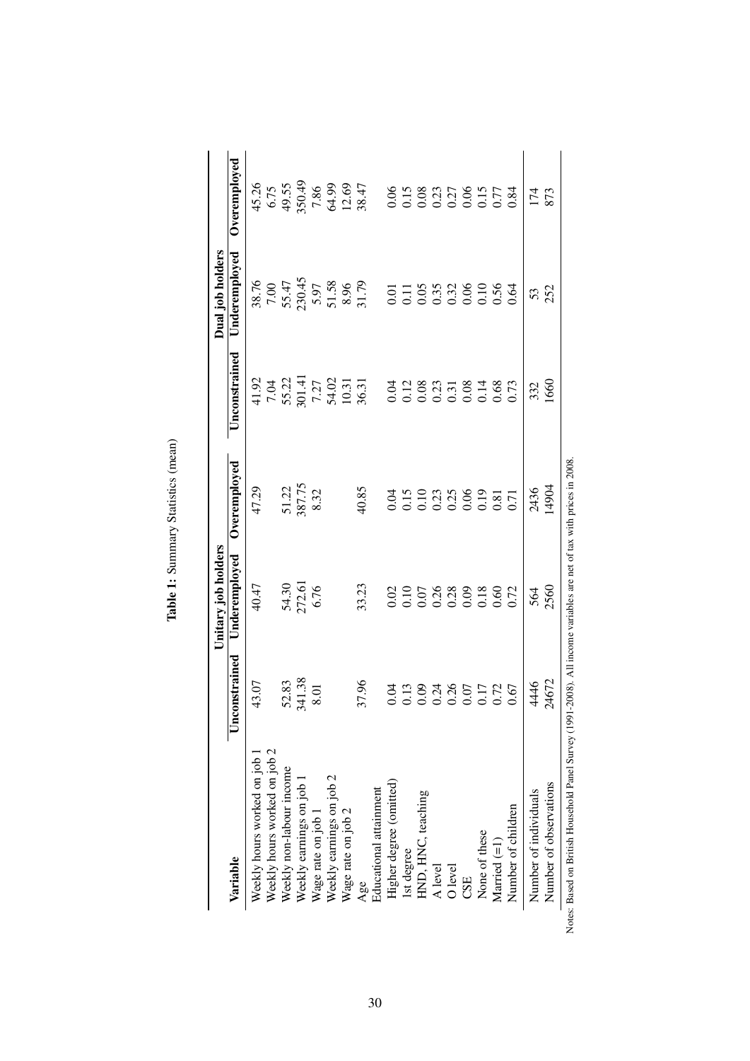**Table 1:** Summary Statistics (mean)

| Variable | Unitary job holders | | | Dual job holders | | |
|---|---|---|---|---|---|---|
| | Unconstrained | Underemployed | Overemployed | Unconstrained | Underemployed | Overemployed |
| Weekly hours worked on job 1 | 43.07 | 40.47 | 47.29 | 41.92 | 38.76 | 45.26 |
| Weekly hours worked on job 2 | | | | 7.04 | 7.00 | 6.75 |
| Weekly non-labour income | 52.83 | 54.30 | 51.22 | 55.22 | 55.47 | 49.55 |
| Weekly earnings on job 1 | 341.38 | 272.61 | 387.75 | 301.41 | 230.45 | 350.49 |
| Wage rate on job 1 | 8.01 | 6.76 | 8.32 | 7.27 | 5.97 | 7.86 |
| Weekly earnings on job 2 | | | | 54.02 | 51.58 | 64.99 |
| Wage rate on job 2 | | | | 10.31 | 8.96 | 12.69 |
| Age | 37.96 | 33.23 | 40.85 | 36.31 | 31.79 | 38.47 |
| Educational attainment | | | | | | |
| Higher degree (omitted) | 0.04 | 0.02 | 0.04 | 0.04 | 0.01 | 0.06 |
| 1st degree | 0.13 | 0.10 | 0.15 | 0.12 | 0.11 | 0.15 |
| HND, HNC, teaching | 0.09 | 0.07 | 0.10 | 0.08 | 0.05 | 0.08 |
| A level | 0.24 | 0.26 | 0.23 | 0.23 | 0.35 | 0.23 |
| O level | 0.26 | 0.28 | 0.25 | 0.31 | 0.32 | 0.27 |
| CSE | 0.07 | 0.09 | 0.06 | 0.08 | 0.06 | 0.06 |
| None of these | 0.17 | 0.18 | 0.19 | 0.14 | 0.10 | 0.15 |
| Married (=1) | 0.72 | 0.60 | 0.81 | 0.68 | 0.56 | 0.77 |
| Number of children | 0.67 | 0.72 | 0.71 | 0.73 | 0.64 | 0.84 |
| Number of individuals | 4446 | 564 | 2436 | 332 | 53 | 174 |
| Number of observations | 24672 | 2560 | 14904 | 1660 | 252 | 873 |

Notes: Based on British Household Panel Survey (1991-2008). All income variables are net of tax with prices in 2008.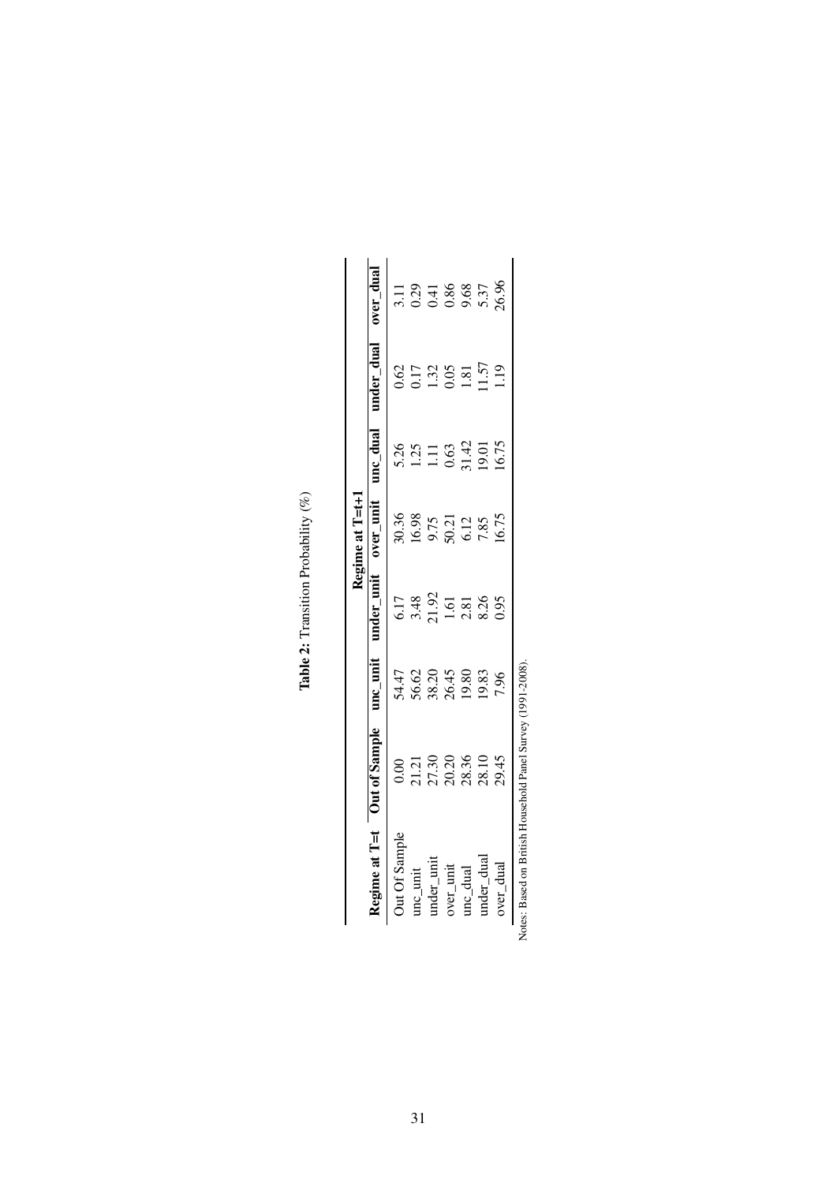**Table 2:** Transition Probability (%)

| Regime at T=t | Regime at T=t+1 | | | | | | |
|---|---|---|---|---|---|---|---|
| | Out of Sample | unc_unit | under_unit | over_unit | unc_dual | under_dual | over_dual |
| Out Of Sample | 0.00 | 54.47 | 6.17 | 30.36 | 5.26 | 0.62 | 3.11 |
| unc_unit | 21.21 | 56.62 | 3.48 | 16.98 | 1.25 | 0.17 | 0.29 |
| under_unit | 27.30 | 38.20 | 21.92 | 9.75 | 1.11 | 1.32 | 0.41 |
| over_unit | 20.20 | 26.45 | 1.61 | 50.21 | 0.63 | 0.05 | 0.86 |
| unc_dual | 28.36 | 19.80 | 2.81 | 6.12 | 31.42 | 1.81 | 9.68 |
| under_dual | 28.10 | 19.83 | 8.26 | 7.85 | 19.01 | 11.57 | 5.37 |
| over_dual | 29.45 | 7.96 | 0.95 | 16.75 | 16.75 | 1.19 | 26.96 |

Notes: Based on British Household Panel Survey (1991-2008).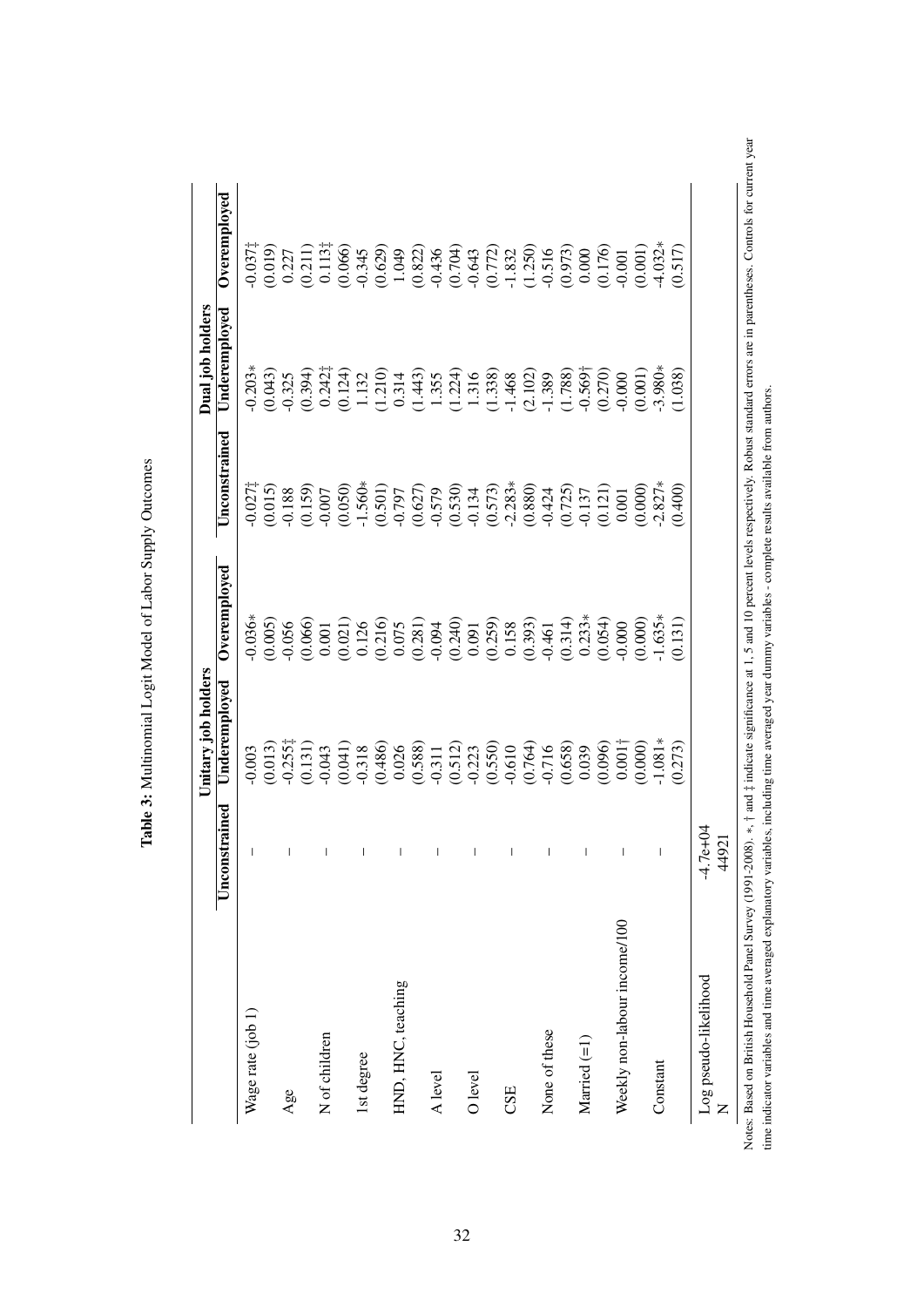**Table 3:** Multinomial Logit Model of Labor Supply Outcomes

| | Unitary job holders | | | Dual job holders | | |
|---|---|---|---|---|---|---|
| | Unconstrained | Underemployed | Overemployed | Unconstrained | Underemployed | Overemployed |
| Wage rate (job 1) | – | -0.003 | -0.036* | -0.027‡ | -0.203* | -0.037‡ |
| | | (0.013) | (0.005) | (0.015) | (0.043) | (0.019) |
| Age | – | -0.255‡ | -0.056 | -0.188 | -0.325 | 0.227 |
| | | (0.131) | (0.066) | (0.159) | (0.394) | (0.211) |
| N of children | – | -0.043 | 0.001 | -0.007 | 0.242‡ | 0.113‡ |
| | | (0.041) | (0.021) | (0.050) | (0.124) | (0.066) |
| 1st degree | – | -0.318 | 0.126 | -1.560* | 1.132 | -0.345 |
| | | (0.486) | (0.216) | (0.501) | (1.210) | (0.629) |
| HND, HNC, teaching | – | 0.026 | 0.075 | -0.797 | 0.314 | 1.049 |
| | | (0.588) | (0.281) | (0.627) | (1.443) | (0.822) |
| A level | – | -0.311 | -0.094 | -0.579 | 1.355 | -0.436 |
| | | (0.512) | (0.240) | (0.530) | (1.224) | (0.704) |
| O level | – | -0.223 | 0.091 | -0.134 | 1.316 | -0.643 |
| | | (0.550) | (0.259) | (0.573) | (1.338) | (0.772) |
| CSE | – | -0.610 | 0.158 | -2.283* | -1.468 | -1.832 |
| | | (0.764) | (0.393) | (0.880) | (2.102) | (1.250) |
| None of these | – | -0.716 | -0.461 | -0.424 | -1.389 | -0.516 |
| | | (0.658) | (0.314) | (0.725) | (1.788) | (0.973) |
| Married (=1) | – | 0.039 | 0.233* | -0.137 | -0.569† | 0.000 |
| | | (0.096) | (0.054) | (0.121) | (0.270) | (0.176) |
| Weekly non-labour income/100 | – | 0.001† | -0.000 | 0.001 | -0.000 | -0.001 |
| | | (0.000) | (0.000) | (0.000) | (0.001) | (0.001) |
| Constant | – | -1.081* | -1.635* | -2.827* | -3.980* | -4.032* |
| | | (0.273) | (0.131) | (0.400) | (1.038) | (0.517) |
| Log pseudo-likelihood | -4.7e+04 | | | | | |
| N | 44921 | | | | | |

Notes: Based on British Household Panel Survey (1991-2008). *, † and ‡ indicate significance at 1, 5 and 10 percent levels respectively. Robust standard errors are in parentheses. Controls for current year time indicator variables and time averaged explanatory variables, including time averaged year dummy variables - complete results available from authors.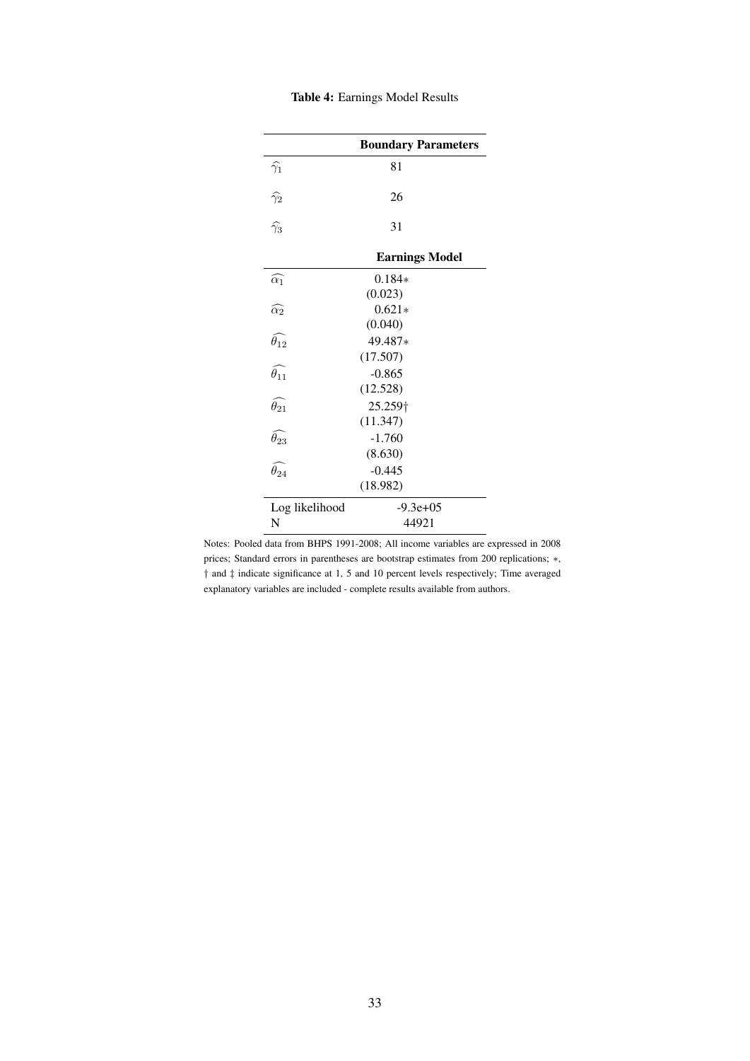**Table 4:** Earnings Model Results

| | **Boundary Parameters** |
|---|---|
| $\widehat{\gamma}_1$ | 81 |
| $\widehat{\gamma}_2$ | 26 |
| $\widehat{\gamma}_3$ | 31 |
| | **Earnings Model** |
| $\widehat{\alpha_1}$ | 0.184∗ |
| | (0.023) |
| $\widehat{\alpha_2}$ | 0.621∗ |
| | (0.040) |
| $\widehat{\theta_{12}}$ | 49.487∗ |
| | (17.507) |
| $\widehat{\theta_{11}}$ | -0.865 |
| | (12.528) |
| $\widehat{\theta_{21}}$ | 25.259† |
| | (11.347) |
| $\widehat{\theta_{23}}$ | -1.760 |
| | (8.630) |
| $\widehat{\theta_{24}}$ | -0.445 |
| | (18.982) |
| Log likelihood | -9.3e+05 |
| N | 44921 |

Notes: Pooled data from BHPS 1991-2008; All income variables are expressed in 2008 prices; Standard errors in parentheses are bootstrap estimates from 200 replications; ∗, † and ‡ indicate significance at 1, 5 and 10 percent levels respectively; Time averaged explanatory variables are included - complete results available from authors.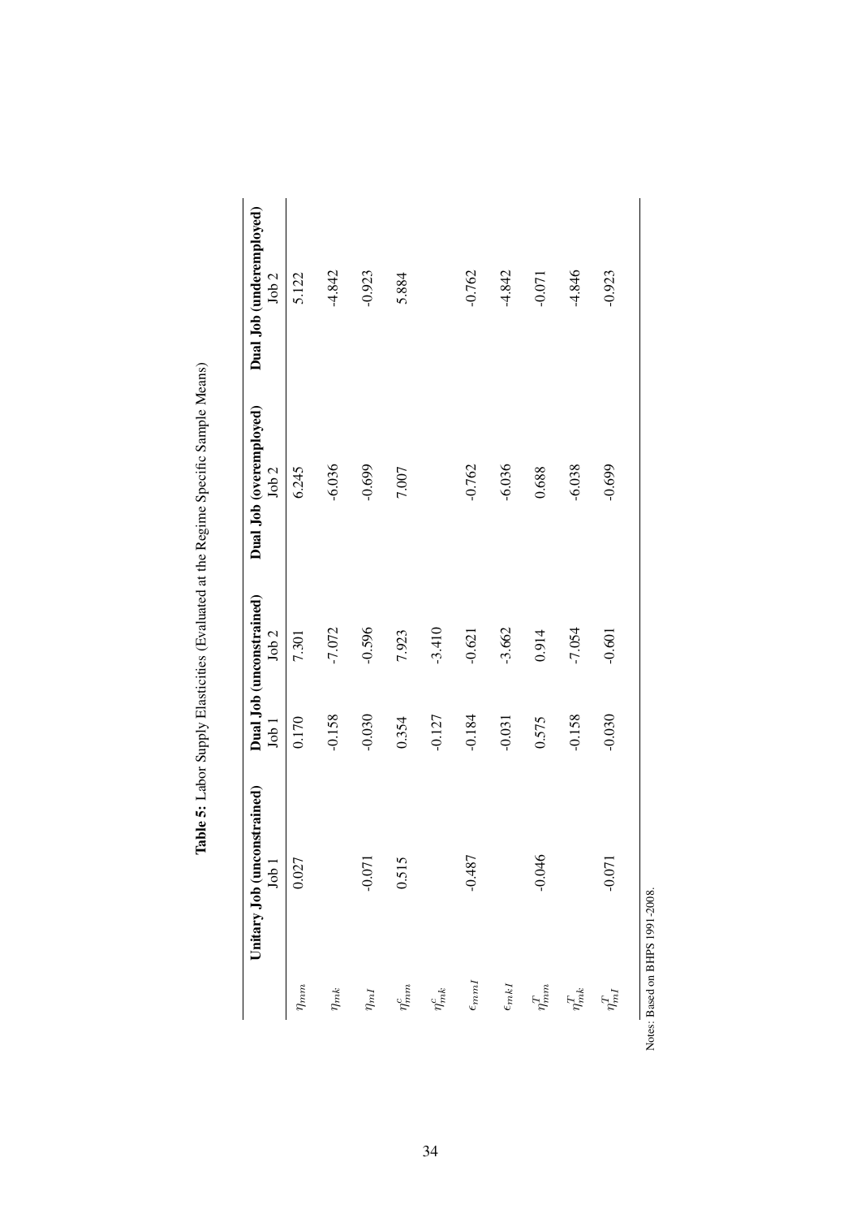**Table 5:** Labor Supply Elasticities (Evaluated at the Regime Specific Sample Means)

| | **Unitary Job (unconstrained)** | **Dual Job (unconstrained)** | | **Dual Job (overemployed)** | **Dual Job (underemployed)** |
|---|---|---|---|---|---|
| | Job 1 | Job 1 | Job 2 | Job 2 | Job 2 |
| $\eta_{mm}$ | 0.027 | 0.170 | 7.301 | 6.245 | 5.122 |
| $\eta_{mk}$ | | -0.158 | -7.072 | -6.036 | -4.842 |
| $\eta_{mI}$ | -0.071 | -0.030 | -0.596 | -0.699 | -0.923 |
| $\eta^{c}_{mm}$ | 0.515 | 0.354 | 7.923 | 7.007 | 5.884 |
| $\eta^{c}_{mk}$ | | -0.127 | -3.410 | | |
| $\epsilon_{mmI}$ | -0.487 | -0.184 | -0.621 | -0.762 | -0.762 |
| $\epsilon_{mkI}$ | | -0.031 | -3.662 | -6.036 | -4.842 |
| $\eta^{T}_{mm}$ | -0.046 | 0.575 | 0.914 | 0.688 | -0.071 |
| $\eta^{T}_{mk}$ | | -0.158 | -7.054 | -6.038 | -4.846 |
| $\eta^{T}_{mI}$ | -0.071 | -0.030 | -0.601 | -0.699 | -0.923 |

Notes: Based on BHPS 1991-2008.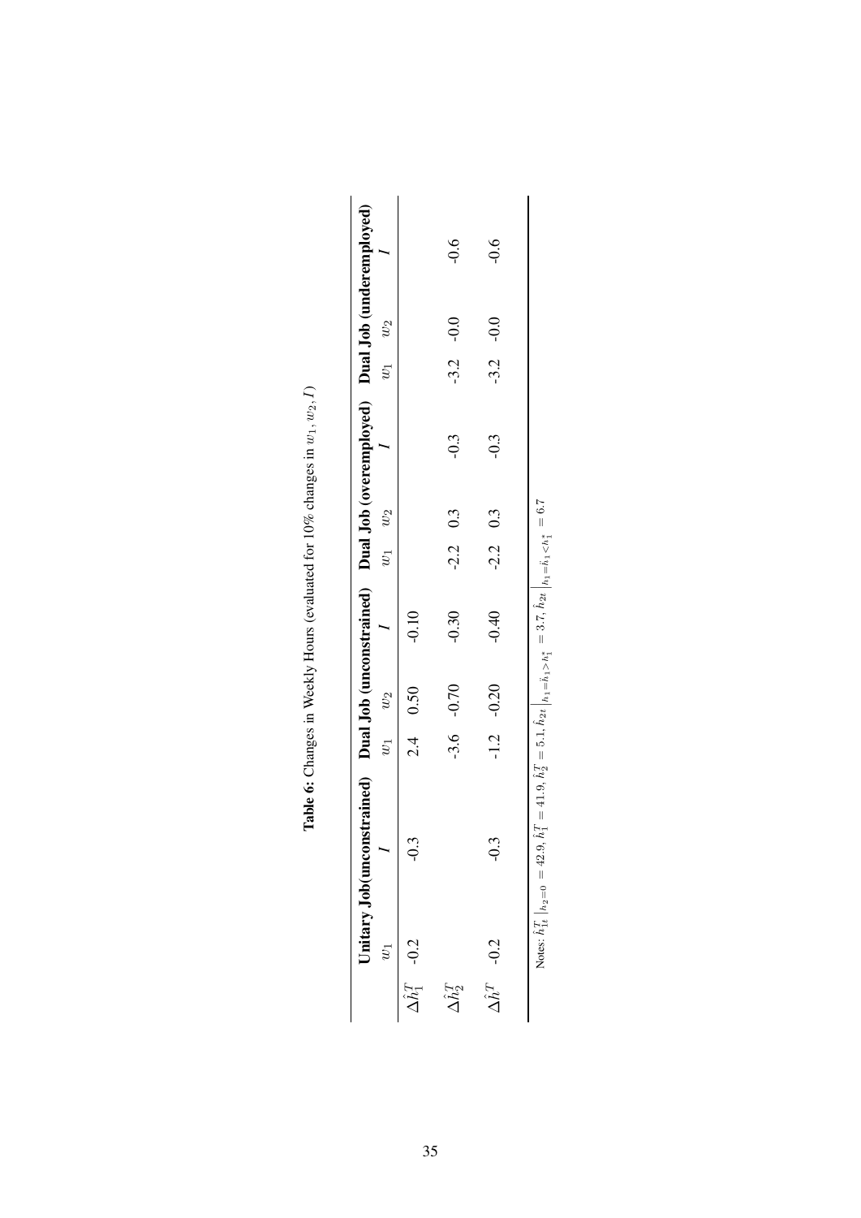**Table 6:** Changes in Weekly Hours (evaluated for 10% changes in $w_1$, $w_2$, $I$)

| | Unitary Job(unconstrained) | | Dual Job (unconstrained) | | | Dual Job (overemployed) | | | Dual Job (underemployed) | | |
|---|---|---|---|---|---|---|---|---|---|---|---|
| | $w_1$ | $I$ | $w_1$ | $w_2$ | $I$ | $w_1$ | $w_2$ | $I$ | $w_1$ | $w_2$ | $I$ |
| $\Delta \hat{h}_1^T$ | -0.2 | -0.3 | 2.4 | 0.50 | -0.10 | | | | | | |
| $\Delta \hat{h}_2^T$ | | | -3.6 | -0.70 | -0.30 | -2.2 | 0.3 | -0.3 | -3.2 | -0.0 | -0.6 |
| $\Delta \hat{h}^T$ | -0.2 | -0.3 | -1.2 | -0.20 | -0.40 | -2.2 | 0.3 | -0.3 | -3.2 | -0.0 | -0.6 |

Notes: $\hat{h}_{1t}^T \Big|_{h_2=0} = 42.9, \hat{h}_1^T = 41.9, \hat{h}_2^T = 5.1, \hat{h}_{2t} \Big|_{h_1=\bar{h}_1>h_1^*} = 3.7, \hat{h}_{2t} \Big|_{h_1=\bar{h}_1<h_1^*} = 6.7$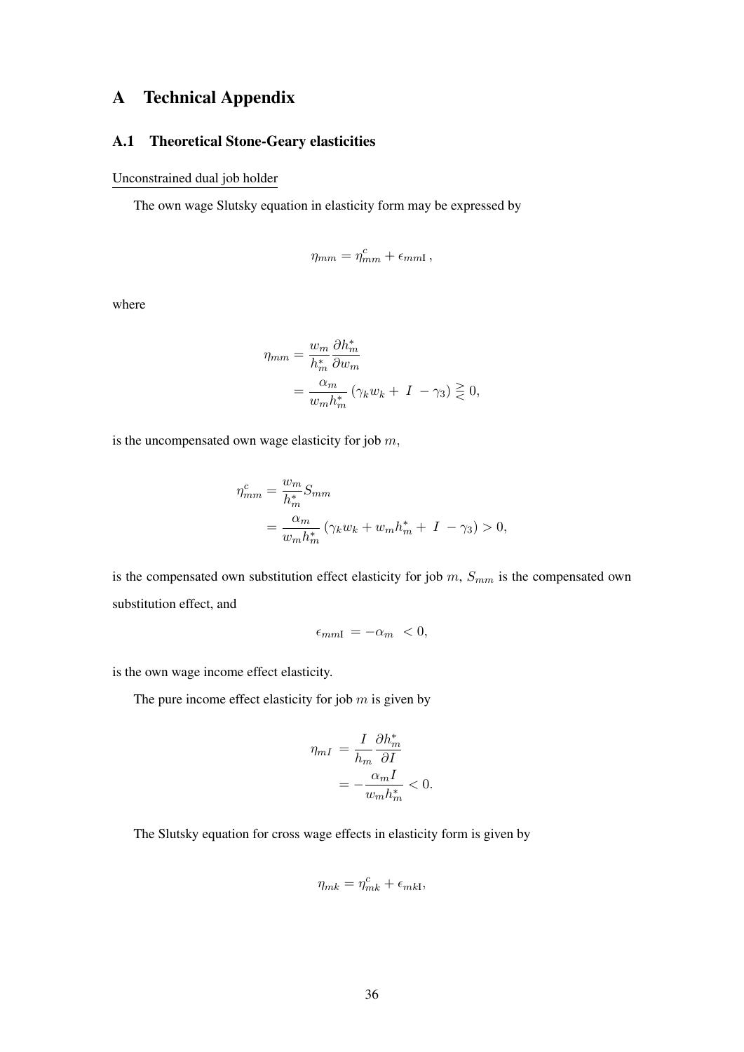# A Technical Appendix

## A.1 Theoretical Stone-Geary elasticities

Unconstrained dual job holder

The own wage Slutsky equation in elasticity form may be expressed by

$$\eta_{mm} = \eta^c_{mm} + \epsilon_{mm\mathrm{I}}\,,$$

where

$$\begin{aligned}\eta_{mm} &= \frac{w_m}{h^*_m}\frac{\partial h^*_m}{\partial w_m} \\ &= \frac{\alpha_m}{w_m h^*_m}\left(\gamma_k w_k + \ I \ - \gamma_3\right) \gtreqless 0,\end{aligned}$$

is the uncompensated own wage elasticity for job $m$,

$$\begin{aligned}\eta^c_{mm} &= \frac{w_m}{h^*_m} S_{mm} \\ &= \frac{\alpha_m}{w_m h^*_m}\left(\gamma_k w_k + w_m h^*_m + \ I \ - \gamma_3\right) > 0,\end{aligned}$$

is the compensated own substitution effect elasticity for job $m$, $S_{mm}$ is the compensated own substitution effect, and

$$\epsilon_{mm\mathrm{I}} = -\alpha_m \ < 0,$$

is the own wage income effect elasticity.

The pure income effect elasticity for job $m$ is given by

$$\begin{aligned}\eta_{mI} &= \frac{I}{h_m}\frac{\partial h^*_m}{\partial I} \\ &= -\frac{\alpha_m I}{w_m h^*_m} < 0.\end{aligned}$$

The Slutsky equation for cross wage effects in elasticity form is given by

$$\eta_{mk} = \eta^c_{mk} + \epsilon_{mk\mathrm{I}},$$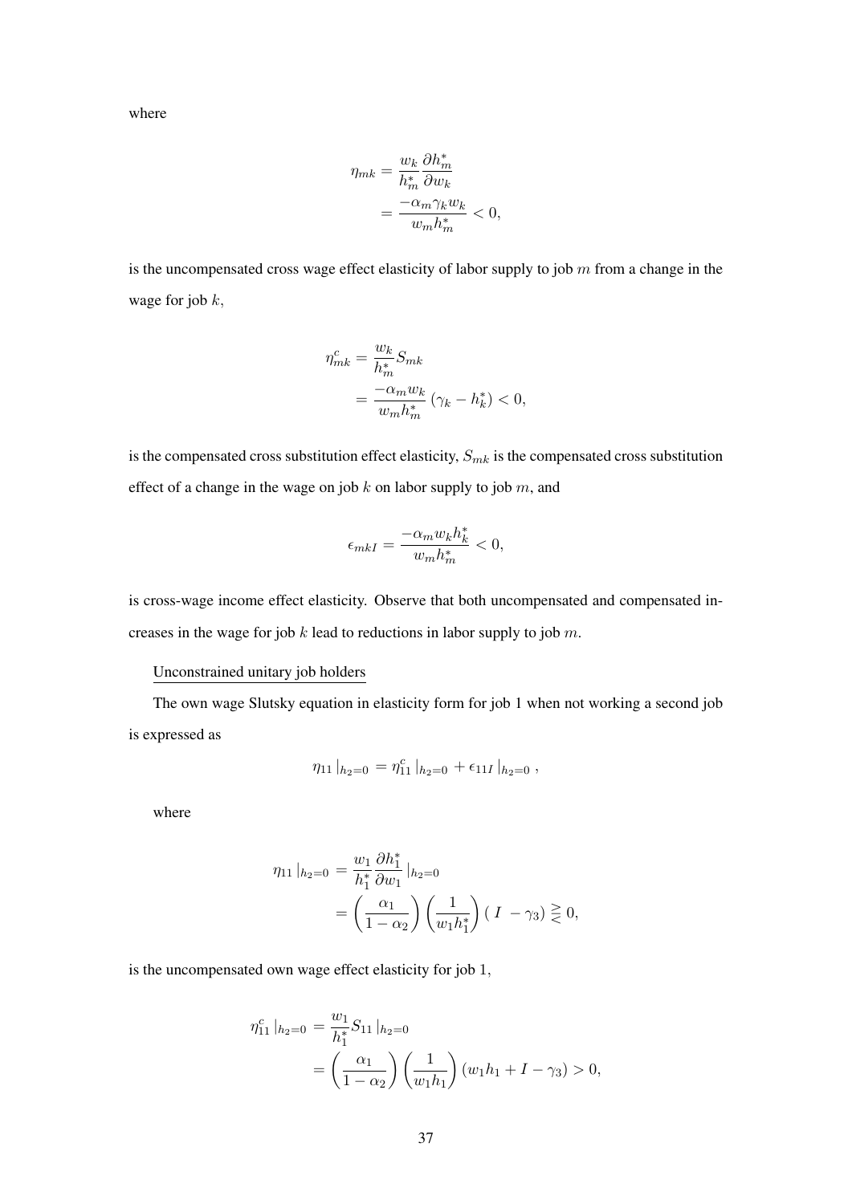where

$$
\begin{aligned}
\eta_{mk} &= \frac{w_k}{h_m^*} \frac{\partial h_m^*}{\partial w_k} \\
&= \frac{-\alpha_m \gamma_k w_k}{w_m h_m^*} < 0,
\end{aligned}
$$

is the uncompensated cross wage effect elasticity of labor supply to job $m$ from a change in the wage for job $k$,

$$
\begin{aligned}
\eta_{mk}^c &= \frac{w_k}{h_m^*} S_{mk} \\
&= \frac{-\alpha_m w_k}{w_m h_m^*} \left(\gamma_k - h_k^*\right) < 0,
\end{aligned}
$$

is the compensated cross substitution effect elasticity, $S_{mk}$ is the compensated cross substitution effect of a change in the wage on job $k$ on labor supply to job $m$, and

$$
\epsilon_{mkI} = \frac{-\alpha_m w_k h_k^*}{w_m h_m^*} < 0,
$$

is cross-wage income effect elasticity. Observe that both uncompensated and compensated increases in the wage for job $k$ lead to reductions in labor supply to job $m$.

Unconstrained unitary job holders

The own wage Slutsky equation in elasticity form for job 1 when not working a second job is expressed as

$$
\eta_{11}\,|_{h_2=0} = \eta_{11}^c\,|_{h_2=0} + \epsilon_{11I}\,|_{h_2=0}\,,
$$

where

$$
\begin{aligned}
\eta_{11}\,|_{h_2=0} &= \frac{w_1}{h_1^*} \frac{\partial h_1^*}{\partial w_1}\,|_{h_2=0} \\
&= \left(\frac{\alpha_1}{1-\alpha_2}\right)\left(\frac{1}{w_1 h_1^*}\right)\left(\,I\; - \gamma_3\right) \gtreqless 0,
\end{aligned}
$$

is the uncompensated own wage effect elasticity for job 1,

$$
\begin{aligned}
\eta_{11}^c\,|_{h_2=0} &= \frac{w_1}{h_1^*} S_{11}\,|_{h_2=0} \\
&= \left(\frac{\alpha_1}{1-\alpha_2}\right)\left(\frac{1}{w_1 h_1}\right)\left(w_1 h_1 + I - \gamma_3\right) > 0,
\end{aligned}
$$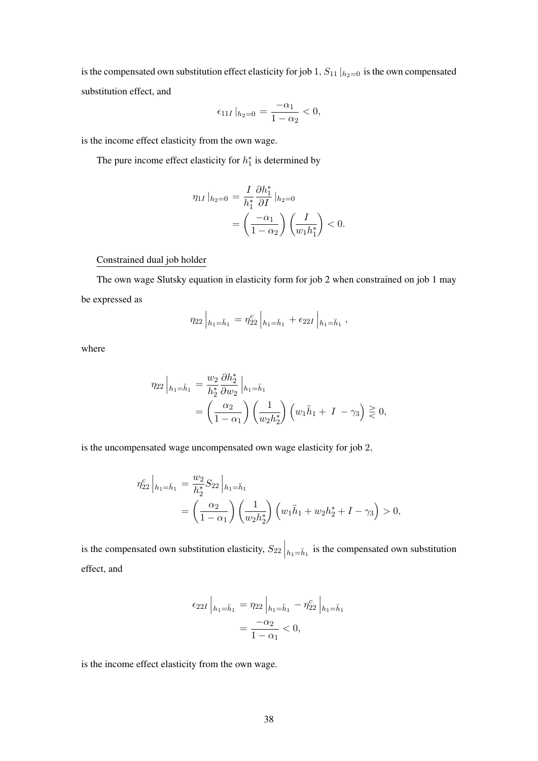is the compensated own substitution effect elasticity for job 1, $S_{11}\,|_{h_2=0}$ is the own compensated substitution effect, and

$$\epsilon_{11I}\,|_{h_2=0} = \frac{-\alpha_1}{1-\alpha_2} < 0,$$

is the income effect elasticity from the own wage.

The pure income effect elasticity for $h_1^*$ is determined by

$$\begin{aligned}\eta_{1I}\,|_{h_2=0} &= \frac{I}{h_1^*}\frac{\partial h_1^*}{\partial I}\,|_{h_2=0} \\ &= \left(\frac{-\alpha_1}{1-\alpha_2}\right)\left(\frac{I}{w_1 h_1^*}\right) < 0.\end{aligned}$$

<u>Constrained dual job holder</u>

The own wage Slutsky equation in elasticity form for job 2 when constrained on job 1 may be expressed as

$$\eta_{22}\Big|_{h_1=\ddot{h}_1} = \eta_{22}^c\Big|_{h_1=\ddot{h}_1} + \epsilon_{22I}\Big|_{h_1=\ddot{h}_1},$$

where

$$\begin{aligned}\eta_{22}\Big|_{h_1=\ddot{h}_1} &= \frac{w_2}{h_2^*}\frac{\partial h_2^*}{\partial w_2}\Big|_{h_1=\ddot{h}_1} \\ &= \left(\frac{\alpha_2}{1-\alpha_1}\right)\left(\frac{1}{w_2 h_2^*}\right)\left(w_1\ddot{h}_1 + I - \gamma_3\right) \gtreqless 0,\end{aligned}$$

is the uncompensated wage uncompensated own wage elasticity for job 2,

$$\begin{aligned}\eta_{22}^c\Big|_{h_1=\ddot{h}_1} &= \frac{w_2}{h_2^*}S_{22}\Big|_{h_1=\ddot{h}_1} \\ &= \left(\frac{\alpha_2}{1-\alpha_1}\right)\left(\frac{1}{w_2 h_2^*}\right)\left(w_1\ddot{h}_1 + w_2 h_2^* + I - \gamma_3\right) > 0,\end{aligned}$$

is the compensated own substitution elasticity, $S_{22}\Big|_{h_1=\ddot{h}_1}$ is the compensated own substitution effect, and

$$\begin{aligned}\epsilon_{22I}\Big|_{h_1=\ddot{h}_1} &= \eta_{22}\Big|_{h_1=\ddot{h}_1} - \eta_{22}^c\Big|_{h_1=\ddot{h}_1} \\ &= \frac{-\alpha_2}{1-\alpha_1} < 0,\end{aligned}$$

is the income effect elasticity from the own wage.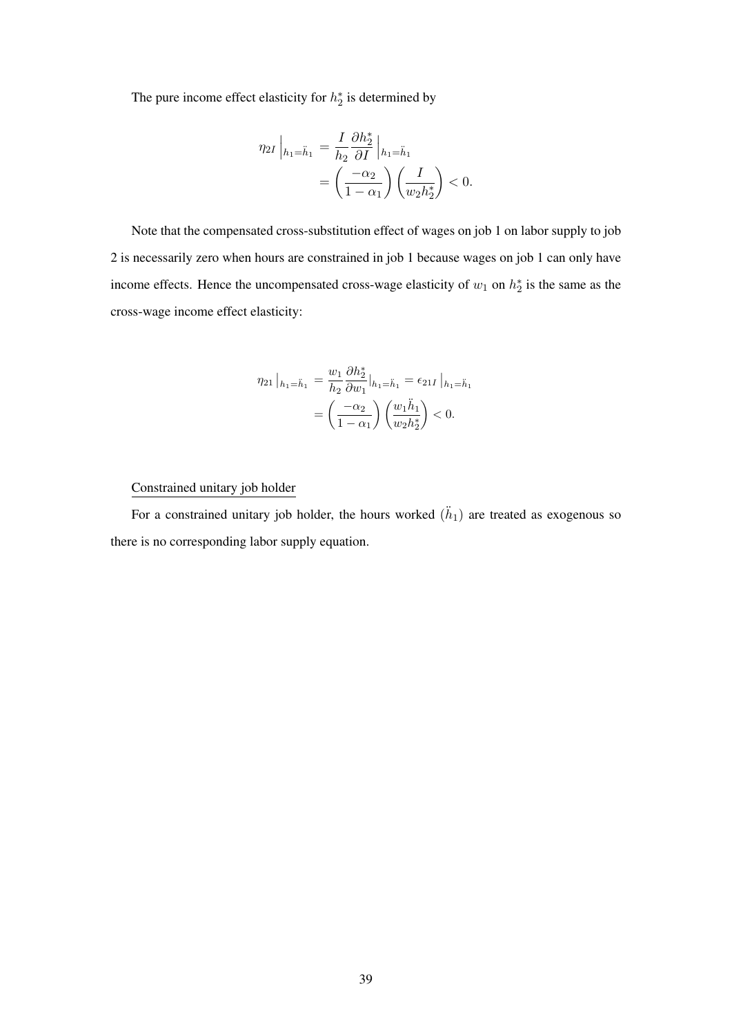The pure income effect elasticity for $h_2^*$ is determined by

$$
\begin{aligned}
\eta_{2I}\Big|_{h_1=\ddot{h}_1} &= \frac{I}{h_2}\frac{\partial h_2^*}{\partial I}\Big|_{h_1=\ddot{h}_1} \\
&= \left(\frac{-\alpha_2}{1-\alpha_1}\right)\left(\frac{I}{w_2 h_2^*}\right) < 0.
\end{aligned}
$$

Note that the compensated cross-substitution effect of wages on job 1 on labor supply to job 2 is necessarily zero when hours are constrained in job 1 because wages on job 1 can only have income effects. Hence the uncompensated cross-wage elasticity of $w_1$ on $h_2^*$ is the same as the cross-wage income effect elasticity:

$$
\begin{aligned}
\eta_{21}\big|_{h_1=\ddot{h}_1} &= \frac{w_1}{h_2}\frac{\partial h_2^*}{\partial w_1}\big|_{h_1=\ddot{h}_1} = \epsilon_{21I}\big|_{h_1=\ddot{h}_1} \\
&= \left(\frac{-\alpha_2}{1-\alpha_1}\right)\left(\frac{w_1\ddot{h}_1}{w_2 h_2^*}\right) < 0.
\end{aligned}
$$

<u>Constrained unitary job holder</u>

For a constrained unitary job holder, the hours worked $(\ddot{h}_1)$ are treated as exogenous so there is no corresponding labor supply equation.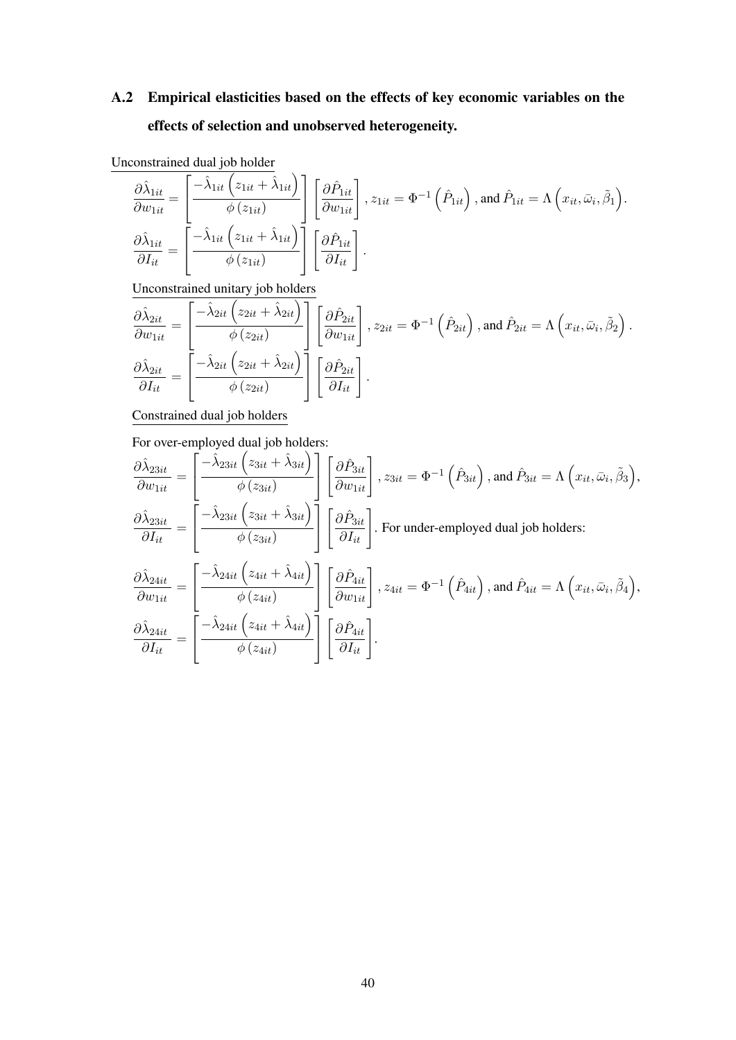### A.2 Empirical elasticities based on the effects of key economic variables on the effects of selection and unobserved heterogeneity.

Unconstrained dual job holder

$$\frac{\partial \hat{\lambda}_{1it}}{\partial w_{1it}} = \left[ \frac{-\hat{\lambda}_{1it}\left(z_{1it} + \hat{\lambda}_{1it}\right)}{\phi\left(z_{1it}\right)} \right] \left[ \frac{\partial \hat{P}_{1it}}{\partial w_{1it}} \right], z_{1it} = \Phi^{-1}\left(\hat{P}_{1it}\right), \text{and } \hat{P}_{1it} = \Lambda\left(x_{it}, \bar{\omega}_i, \tilde{\beta}_1\right).$$

$$\frac{\partial \hat{\lambda}_{1it}}{\partial I_{it}} = \left[ \frac{-\hat{\lambda}_{1it}\left(z_{1it} + \hat{\lambda}_{1it}\right)}{\phi\left(z_{1it}\right)} \right] \left[ \frac{\partial \hat{P}_{1it}}{\partial I_{it}} \right].$$

Unconstrained unitary job holders

$$\frac{\partial \hat{\lambda}_{2it}}{\partial w_{1it}} = \left[ \frac{-\hat{\lambda}_{2it}\left(z_{2it} + \hat{\lambda}_{2it}\right)}{\phi\left(z_{2it}\right)} \right] \left[ \frac{\partial \hat{P}_{2it}}{\partial w_{1it}} \right], z_{2it} = \Phi^{-1}\left(\hat{P}_{2it}\right), \text{and } \hat{P}_{2it} = \Lambda\left(x_{it}, \bar{\omega}_i, \tilde{\beta}_2\right).$$

$$\frac{\partial \hat{\lambda}_{2it}}{\partial I_{it}} = \left[ \frac{-\hat{\lambda}_{2it}\left(z_{2it} + \hat{\lambda}_{2it}\right)}{\phi\left(z_{2it}\right)} \right] \left[ \frac{\partial \hat{P}_{2it}}{\partial I_{it}} \right].$$

Constrained dual job holders

For over-employed dual job holders:

$$\frac{\partial \hat{\lambda}_{23it}}{\partial w_{1it}} = \left[ \frac{-\hat{\lambda}_{23it}\left(z_{3it} + \hat{\lambda}_{3it}\right)}{\phi\left(z_{3it}\right)} \right] \left[ \frac{\partial \hat{P}_{3it}}{\partial w_{1it}} \right], z_{3it} = \Phi^{-1}\left(\hat{P}_{3it}\right), \text{and } \hat{P}_{3it} = \Lambda\left(x_{it}, \bar{\omega}_i, \tilde{\beta}_3\right),$$

$$\frac{\partial \hat{\lambda}_{23it}}{\partial I_{it}} = \left[ \frac{-\hat{\lambda}_{23it}\left(z_{3it} + \hat{\lambda}_{3it}\right)}{\phi\left(z_{3it}\right)} \right] \left[ \frac{\partial \hat{P}_{3it}}{\partial I_{it}} \right].$$

For under-employed dual job holders:

$$\frac{\partial \hat{\lambda}_{24it}}{\partial w_{1it}} = \left[ \frac{-\hat{\lambda}_{24it}\left(z_{4it} + \hat{\lambda}_{4it}\right)}{\phi\left(z_{4it}\right)} \right] \left[ \frac{\partial \hat{P}_{4it}}{\partial w_{1it}} \right], z_{4it} = \Phi^{-1}\left(\hat{P}_{4it}\right), \text{and } \hat{P}_{4it} = \Lambda\left(x_{it}, \bar{\omega}_i, \tilde{\beta}_4\right),$$

$$\frac{\partial \hat{\lambda}_{24it}}{\partial I_{it}} = \left[ \frac{-\hat{\lambda}_{24it}\left(z_{4it} + \hat{\lambda}_{4it}\right)}{\phi\left(z_{4it}\right)} \right] \left[ \frac{\partial \hat{P}_{4it}}{\partial I_{it}} \right].$$